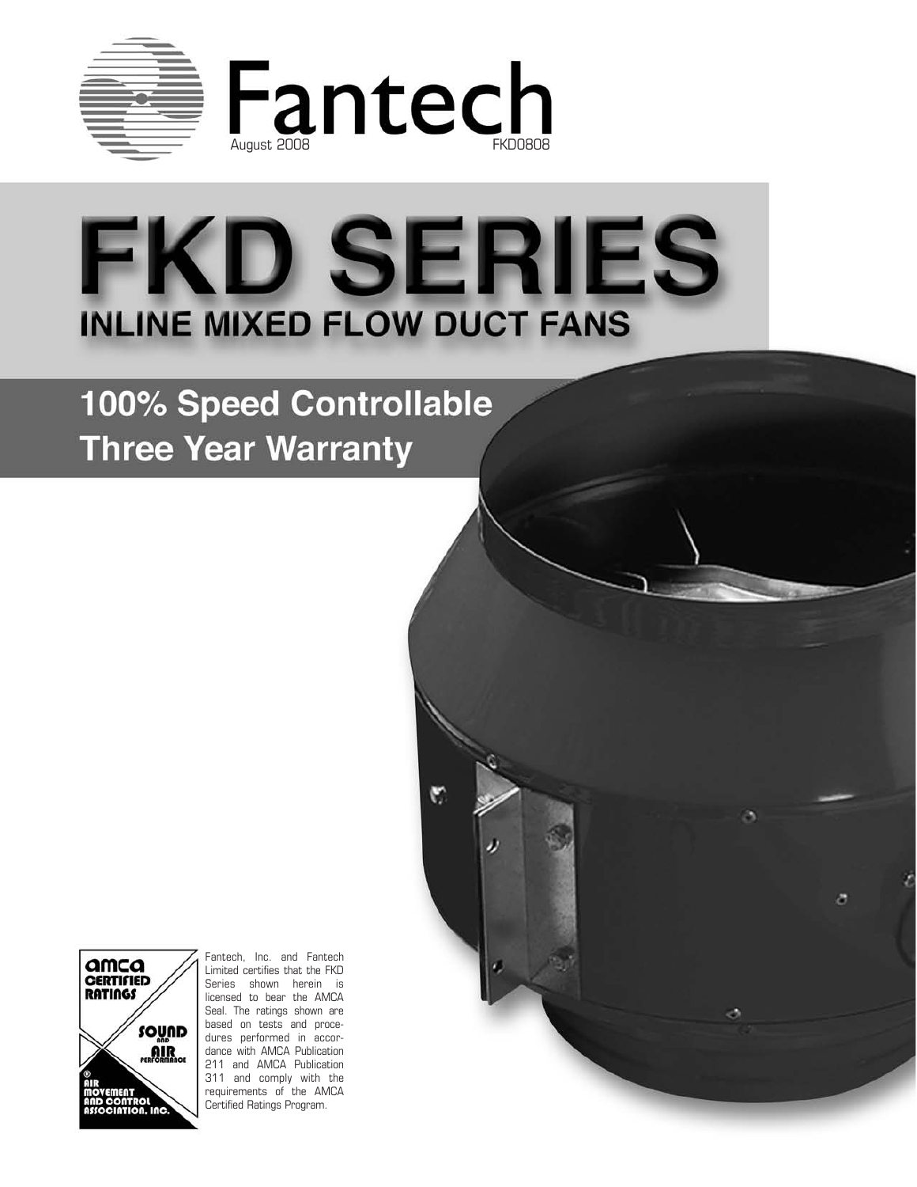# Fantech

August 2008 FKD0808

# FKD SERIES

## INLINE MIXED FLOW DUCT FANS

**100% Speed Controllable**
**Three Year Warranty**

AMCA CERTIFIED RATINGS — SOUND AND AIR PERFORMANCE — AIR MOVEMENT AND CONTROL ASSOCIATION, INC.

Fantech, Inc. and Fantech Limited certifies that the FKD Series shown herein is licensed to bear the AMCA Seal. The ratings shown are based on tests and procedures performed in accordance with AMCA Publication 211 and AMCA Publication 311 and comply with the requirements of the AMCA Certified Ratings Program.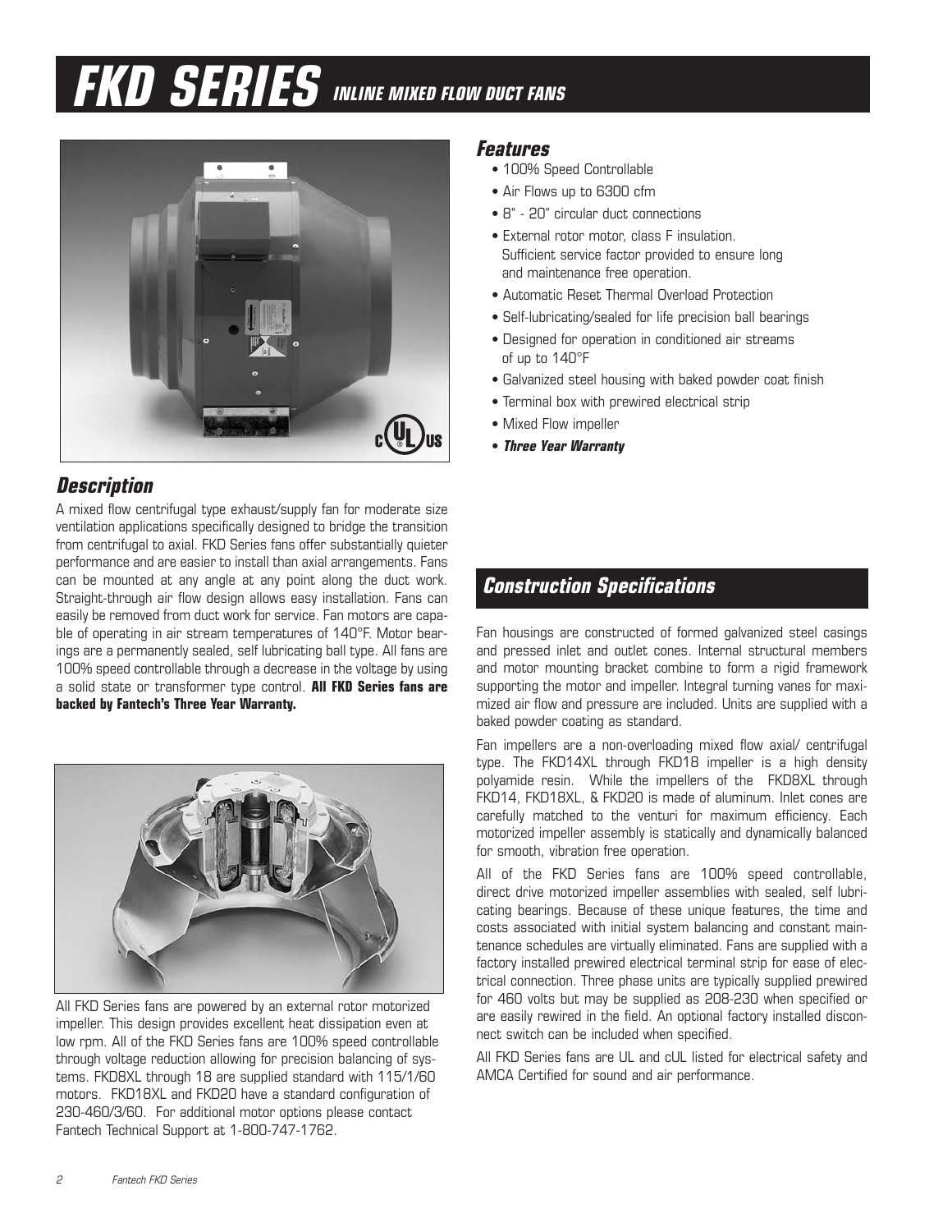# FKD SERIES *INLINE MIXED FLOW DUCT FANS*

## *Features*

- 100% Speed Controllable
- Air Flows up to 6300 cfm
- 8" - 20" circular duct connections
- External rotor motor, class F insulation. Sufficient service factor provided to ensure long and maintenance free operation.
- Automatic Reset Thermal Overload Protection
- Self-lubricating/sealed for life precision ball bearings
- Designed for operation in conditioned air streams of up to 140°F
- Galvanized steel housing with baked powder coat finish
- Terminal box with prewired electrical strip
- Mixed Flow impeller
- ***Three Year Warranty***

## *Description*

A mixed flow centrifugal type exhaust/supply fan for moderate size ventilation applications specifically designed to bridge the transition from centrifugal to axial. FKD Series fans offer substantially quieter performance and are easier to install than axial arrangements. Fans can be mounted at any angle at any point along the duct work. Straight-through air flow design allows easy installation. Fans can easily be removed from duct work for service. Fan motors are capable of operating in air stream temperatures of 140°F. Motor bearings are a permanently sealed, self lubricating ball type. All fans are 100% speed controllable through a decrease in the voltage by using a solid state or transformer type control. **All FKD Series fans are backed by Fantech's Three Year Warranty.**

All FKD Series fans are powered by an external rotor motorized impeller. This design provides excellent heat dissipation even at low rpm. All of the FKD Series fans are 100% speed controllable through voltage reduction allowing for precision balancing of systems. FKD8XL through 18 are supplied standard with 115/1/60 motors. FKD18XL and FKD20 have a standard configuration of 230-460/3/60. For additional motor options please contact Fantech Technical Support at 1-800-747-1762.

## *Construction Specifications*

Fan housings are constructed of formed galvanized steel casings and pressed inlet and outlet cones. Internal structural members and motor mounting bracket combine to form a rigid framework supporting the motor and impeller. Integral turning vanes for maximized air flow and pressure are included. Units are supplied with a baked powder coating as standard.

Fan impellers are a non-overloading mixed flow axial/ centrifugal type. The FKD14XL through FKD18 impeller is a high density polyamide resin. While the impellers of the FKD8XL through FKD14, FKD18XL, & FKD20 is made of aluminum. Inlet cones are carefully matched to the venturi for maximum efficiency. Each motorized impeller assembly is statically and dynamically balanced for smooth, vibration free operation.

All of the FKD Series fans are 100% speed controllable, direct drive motorized impeller assemblies with sealed, self lubricating bearings. Because of these unique features, the time and costs associated with initial system balancing and constant maintenance schedules are virtually eliminated. Fans are supplied with a factory installed prewired electrical terminal strip for ease of electrical connection. Three phase units are typically supplied prewired for 460 volts but may be supplied as 208-230 when specified or are easily rewired in the field. An optional factory installed disconnect switch can be included when specified.

All FKD Series fans are UL and cUL listed for electrical safety and AMCA Certified for sound and air performance.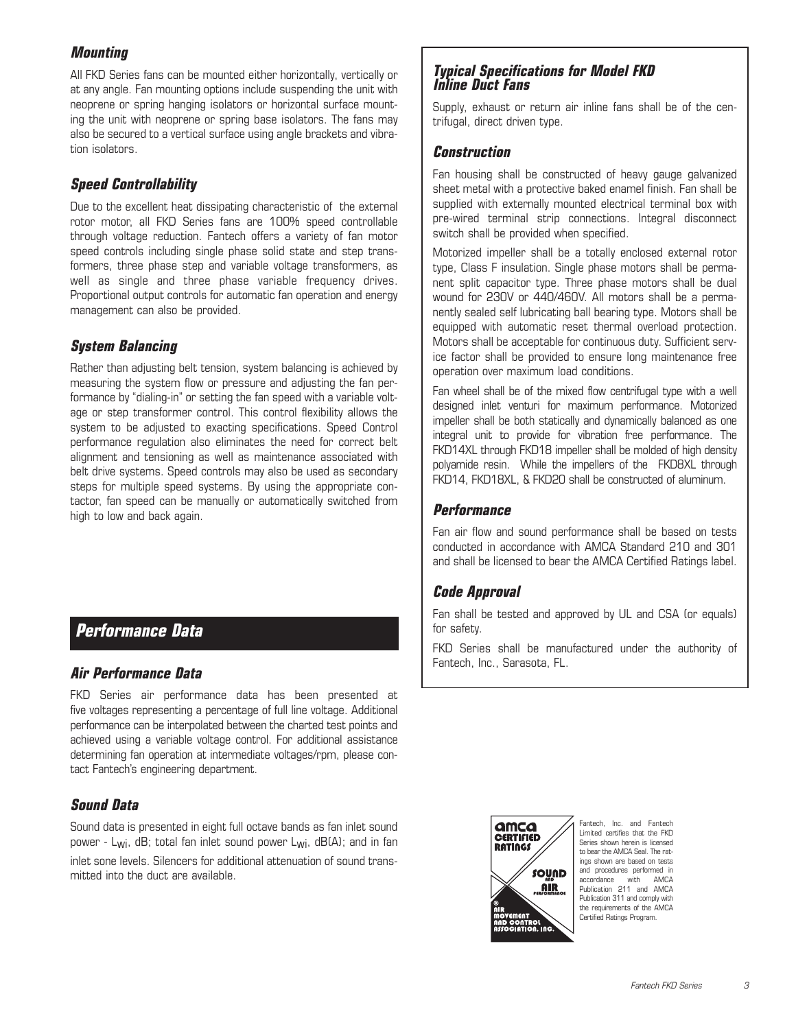## Mounting

All FKD Series fans can be mounted either horizontally, vertically or at any angle. Fan mounting options include suspending the unit with neoprene or spring hanging isolators or horizontal surface mounting the unit with neoprene or spring base isolators. The fans may also be secured to a vertical surface using angle brackets and vibration isolators.

## Speed Controllability

Due to the excellent heat dissipating characteristic of the external rotor motor, all FKD Series fans are 100% speed controllable through voltage reduction. Fantech offers a variety of fan motor speed controls including single phase solid state and step transformers, three phase step and variable voltage transformers, as well as single and three phase variable frequency drives. Proportional output controls for automatic fan operation and energy management can also be provided.

## System Balancing

Rather than adjusting belt tension, system balancing is achieved by measuring the system flow or pressure and adjusting the fan performance by "dialing-in" or setting the fan speed with a variable voltage or step transformer control. This control flexibility allows the system to be adjusted to exacting specifications. Speed Control performance regulation also eliminates the need for correct belt alignment and tensioning as well as maintenance associated with belt drive systems. Speed controls may also be used as secondary steps for multiple speed systems. By using the appropriate contactor, fan speed can be manually or automatically switched from high to low and back again.

# Performance Data

## Air Performance Data

FKD Series air performance data has been presented at five voltages representing a percentage of full line voltage. Additional performance can be interpolated between the charted test points and achieved using a variable voltage control. For additional assistance determining fan operation at intermediate voltages/rpm, please contact Fantech's engineering department.

## Sound Data

Sound data is presented in eight full octave bands as fan inlet sound power - $L_{wi}$, dB; total fan inlet sound power $L_{wi}$, dB(A); and in fan inlet sone levels. Silencers for additional attenuation of sound transmitted into the duct are available.

## Typical Specifications for Model FKD Inline Duct Fans

Supply, exhaust or return air inline fans shall be of the centrifugal, direct driven type.

### Construction

Fan housing shall be constructed of heavy gauge galvanized sheet metal with a protective baked enamel finish. Fan shall be supplied with externally mounted electrical terminal box with pre-wired terminal strip connections. Integral disconnect switch shall be provided when specified.

Motorized impeller shall be a totally enclosed external rotor type, Class F insulation. Single phase motors shall be permanent split capacitor type. Three phase motors shall be dual wound for 230V or 440/460V. All motors shall be a permanently sealed self lubricating ball bearing type. Motors shall be equipped with automatic reset thermal overload protection. Motors shall be acceptable for continuous duty. Sufficient service factor shall be provided to ensure long maintenance free operation over maximum load conditions.

Fan wheel shall be of the mixed flow centrifugal type with a well designed inlet venturi for maximum performance. Motorized impeller shall be both statically and dynamically balanced as one integral unit to provide for vibration free performance. The FKD14XL through FKD18 impeller shall be molded of high density polyamide resin. While the impellers of the FKD8XL through FKD14, FKD18XL, & FKD20 shall be constructed of aluminum.

### Performance

Fan air flow and sound performance shall be based on tests conducted in accordance with AMCA Standard 210 and 301 and shall be licensed to bear the AMCA Certified Ratings label.

### Code Approval

Fan shall be tested and approved by UL and CSA (or equals) for safety.

FKD Series shall be manufactured under the authority of Fantech, Inc., Sarasota, FL.

AMCA CERTIFIED RATINGS — SOUND AND AIR PERFORMANCE — AIR MOVEMENT AND CONTROL ASSOCIATION, INC.

Fantech, Inc. and Fantech Limited certifies that the FKD Series shown herein is licensed to bear the AMCA Seal. The ratings shown are based on tests and procedures performed in accordance with AMCA Publication 211 and AMCA Publication 311 and comply with the requirements of the AMCA Certified Ratings Program.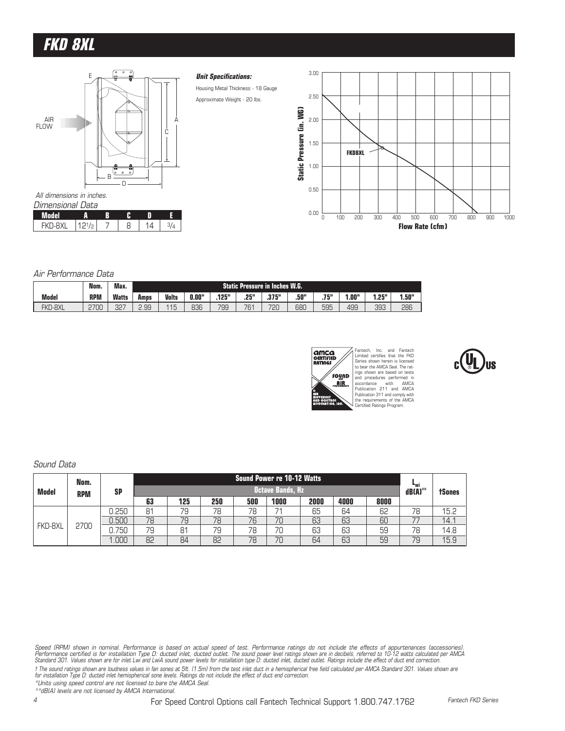# FKD 8XL

**Unit Specifications:**

Housing Metal Thickness - 18 Gauge

Approximate Weight - 20 lbs.

All dimensions in inches.

*Dimensional Data*

| Model | A | B | C | D | E |
|---|---|---|---|---|---|
| FKD-8XL | 12 1/2 | 7 | 8 | 14 | 3/4 |

*Air Performance Data*

| | Nom. | Max. | Static Pressure in Inches W.G. | | | | | | | | | | |
|---|---|---|---|---|---|---|---|---|---|---|---|---|---|
| Model | RPM | Watts | Amps | Volts | 0.00" | .125" | .25" | .375" | .50" | .75" | 1.00" | 1.25" | 1.50" |
| FKD-8XL | 2700 | 327 | 2.99 | 115 | 836 | 799 | 761 | 720 | 680 | 595 | 499 | 393 | 286 |

Fantech, Inc. and Fantech Limited certifies that the FKD Series shown herein is licensed to bear the AMCA Seal. The ratings shown are based on tests and procedures performed in accordance with AMCA Publication 211 and AMCA Publication 311 and comply with the requirements of the AMCA Certified Ratings Program.

*Sound Data*

| Model | Nom. RPM | SP | Sound Power re 10-12 Watts — Octave Bands, Hz | | | | | | | | $L_{wi}$ dB(A)** | †Sones |
|---|---|---|---|---|---|---|---|---|---|---|---|---|
| | | | 63 | 125 | 250 | 500 | 1000 | 2000 | 4000 | 8000 | | |
| FKD-8XL | 2700 | 0.250 | 81 | 79 | 78 | 78 | 71 | 65 | 64 | 62 | 78 | 15.2 |
| | | 0.500 | 78 | 79 | 78 | 76 | 70 | 63 | 63 | 60 | 77 | 14.1 |
| | | 0.750 | 79 | 81 | 79 | 78 | 70 | 63 | 63 | 59 | 78 | 14.8 |
| | | 1.000 | 82 | 84 | 82 | 78 | 70 | 64 | 63 | 59 | 79 | 15.9 |

*Speed (RPM) shown in nominal. Performance is based on actual speed of test. Performance ratings do not include the effects of appurtenances (accessories). Performance certified is for installation Type D: ducted inlet, ducted outlet. The sound power level ratings shown are in decibels, referred to 10-12 watts calculated per AMCA Standard 301. Values shown are for inlet Lwi and LwiA sound power levels for installation type D: ducted inlet, ducted outlet. Ratings include the effect of duct end correction.*

*† The sound ratings shown are loudness values in fan sones at 5ft. (1.5m) from the test inlet duct in a hemispherical free field calculated per AMCA Standard 301. Values shown are for installation Type D: ducted inlet hemispherical sone levels. Ratings do not include the effect of duct end correction.*

*\*Units using speed control are not licensed to bare the AMCA Seal.*

*\*\*dB(A) levels are not licensed by AMCA International.*

For Speed Control Options call Fantech Technical Support 1.800.747.1762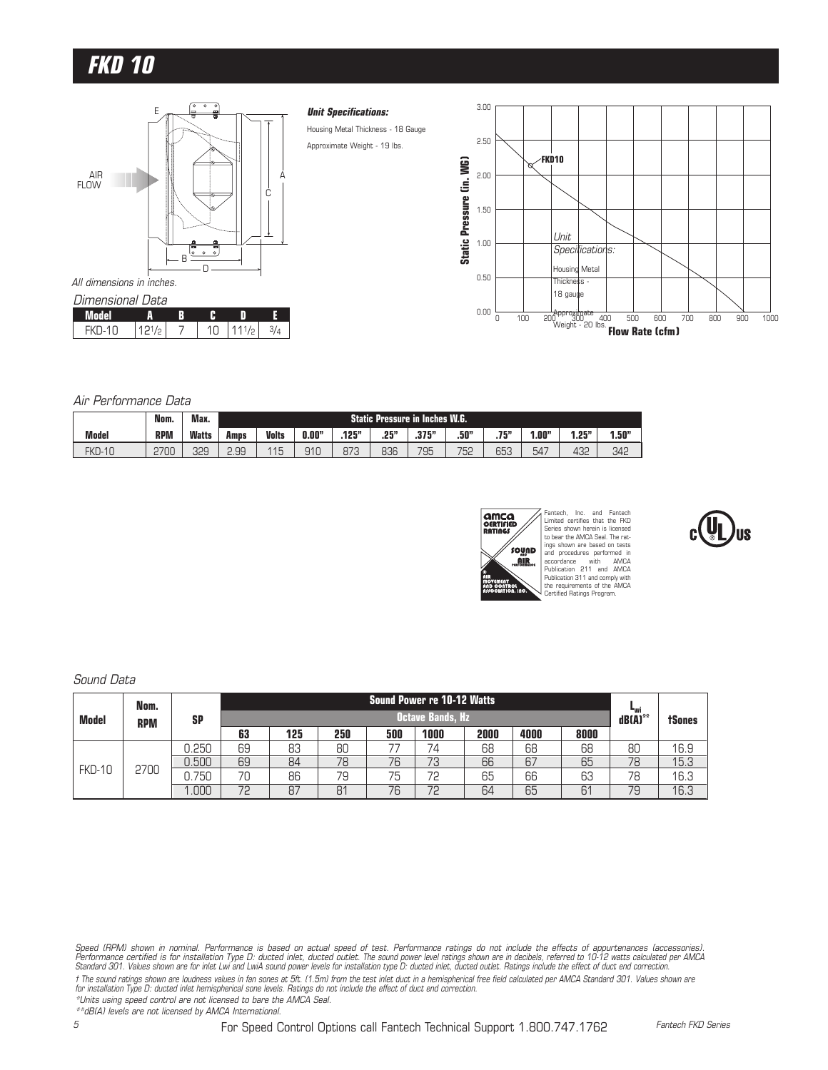# FKD 10

**Unit Specifications:**

Housing Metal Thickness - 18 Gauge

Approximate Weight - 19 lbs.

All dimensions in inches.

*Dimensional Data*

| Model | A | B | C | D | E |
|---|---|---|---|---|---|
| FKD-10 | 12 1/2 | 7 | 10 | 11 1/2 | 3/4 |

*Air Performance Data*

| | Nom. | Max. | | | Static Pressure in Inches W.G. | | | | | | | | |
|---|---|---|---|---|---|---|---|---|---|---|---|---|---|
| **Model** | **RPM** | **Watts** | **Amps** | **Volts** | **0.00"** | **.125"** | **.25"** | **.375"** | **.50"** | **.75"** | **1.00"** | **1.25"** | **1.50"** |
| FKD-10 | 2700 | 329 | 2.99 | 115 | 910 | 873 | 836 | 795 | 752 | 653 | 547 | 432 | 342 |

Fantech, Inc. and Fantech Limited certifies that the FKD Series shown herein is licensed to bear the AMCA Seal. The ratings shown are based on tests and procedures performed in accordance with AMCA Publication 211 and AMCA Publication 311 and comply with the requirements of the AMCA Certified Ratings Program.

*Sound Data*

| Model | Nom. RPM | SP | Sound Power re 10-12 Watts | | | | | | | | $L_{wi}$ dB(A)** | †Sones |
|---|---|---|---|---|---|---|---|---|---|---|---|---|
| | | | Octave Bands, Hz | | | | | | | | | |
| | | | **63** | **125** | **250** | **500** | **1000** | **2000** | **4000** | **8000** | | |
| FKD-10 | 2700 | 0.250 | 69 | 83 | 80 | 77 | 74 | 68 | 68 | 68 | 80 | 16.9 |
| | | 0.500 | 69 | 84 | 78 | 76 | 73 | 66 | 67 | 65 | 78 | 15.3 |
| | | 0.750 | 70 | 86 | 79 | 75 | 72 | 65 | 66 | 63 | 78 | 16.3 |
| | | 1.000 | 72 | 87 | 81 | 76 | 72 | 64 | 65 | 61 | 79 | 16.3 |

*Speed (RPM) shown in nominal. Performance is based on actual speed of test. Performance ratings do not include the effects of appurtenances (accessories). Performance certified is for installation Type D: ducted inlet, ducted outlet. The sound power level ratings shown are in decibels, referred to 10-12 watts calculated per AMCA Standard 301. Values shown are for inlet Lwi and LwiA sound power levels for installation type D: ducted inlet, ducted outlet. Ratings include the effect of duct end correction.*

*† The sound ratings shown are loudness values in fan sones at 5ft. (1.5m) from the test inlet duct in a hemispherical free field calculated per AMCA Standard 301. Values shown are for installation Type D: ducted inlet hemispherical sone levels. Ratings do not include the effect of duct end correction.*

*\*Units using speed control are not licensed to bare the AMCA Seal.*

*\*\*dB(A) levels are not licensed by AMCA International.*

For Speed Control Options call Fantech Technical Support 1.800.747.1762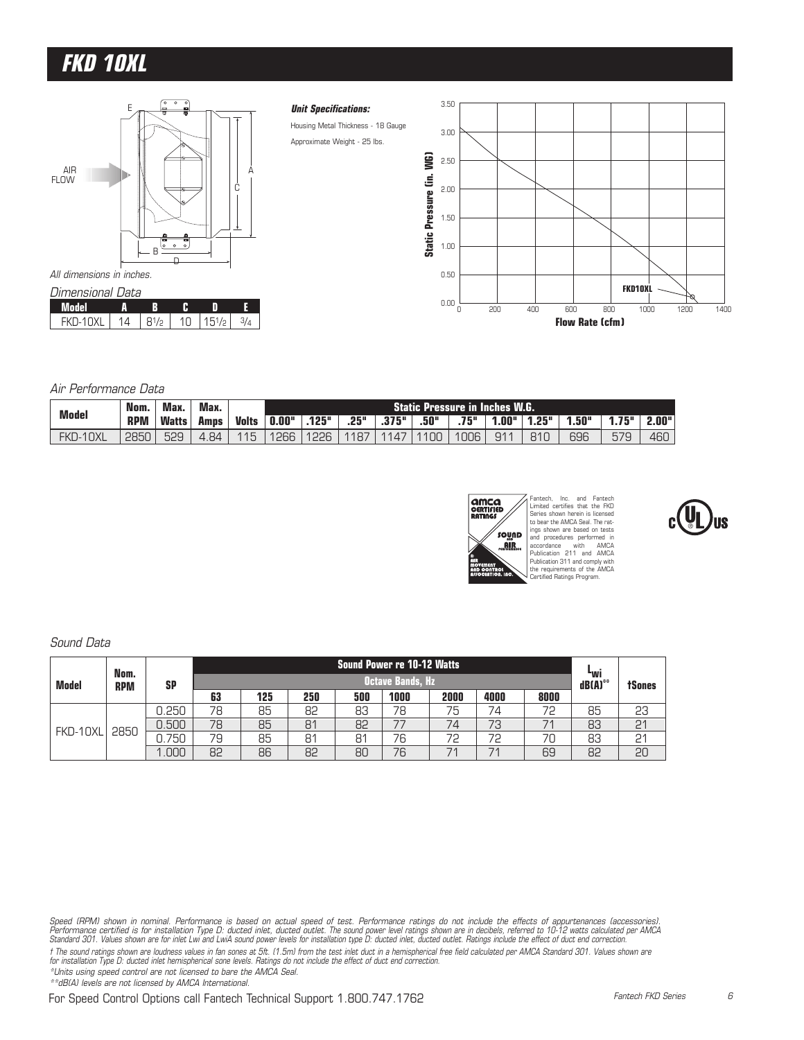# FKD 10XL

All dimensions in inches.

*Dimensional Data*

| Model | A | B | C | D | E |
|---|---|---|---|---|---|
| FKD-10XL | 14 | 8½ | 10 | 15½ | ¾ |

***Unit Specifications:***

Housing Metal Thickness - 18 Gauge

Approximate Weight - 25 lbs.

*Air Performance Data*

| Model | Nom. RPM | Max. Watts | Max. Amps | Volts | Static Pressure in Inches W.G. | | | | | | | | | | |
|---|---|---|---|---|---|---|---|---|---|---|---|---|---|---|---|
| | | | | | 0.00" | .125" | .25" | .375" | .50" | .75" | 1.00" | 1.25" | 1.50" | 1.75" | 2.00" |
| FKD-10XL | 2850 | 529 | 4.84 | 115 | 1266 | 1226 | 1187 | 1147 | 1100 | 1006 | 911 | 810 | 696 | 579 | 460 |

Fantech, Inc. and Fantech Limited certifies that the FKD Series shown herein is licensed to bear the AMCA Seal. The ratings shown are based on tests and procedures performed in accordance with AMCA Publication 211 and AMCA Publication 311 and comply with the requirements of the AMCA Certified Ratings Program.

*Sound Data*

| Model | Nom. RPM | SP | Sound Power re 10-12 Watts | | | | | | | | $L_{wi}$ dB(A)** | †Sones |
|---|---|---|---|---|---|---|---|---|---|---|---|---|
| | | | Octave Bands, Hz | | | | | | | | | |
| | | | 63 | 125 | 250 | 500 | 1000 | 2000 | 4000 | 8000 | | |
| FKD-10XL | 2850 | 0.250 | 78 | 85 | 82 | 83 | 78 | 75 | 74 | 72 | 85 | 23 |
| | | 0.500 | 78 | 85 | 81 | 82 | 77 | 74 | 73 | 71 | 83 | 21 |
| | | 0.750 | 79 | 85 | 81 | 81 | 76 | 72 | 72 | 70 | 83 | 21 |
| | | 1.000 | 82 | 86 | 82 | 80 | 76 | 71 | 71 | 69 | 82 | 20 |

*Speed (RPM) shown in nominal. Performance is based on actual speed of test. Performance ratings do not include the effects of appurtenances (accessories). Performance certified is for installation Type D: ducted inlet, ducted outlet. The sound power level ratings shown are in decibels, referred to 10-12 watts calculated per AMCA Standard 301. Values shown are for inlet Lwi and LwiA sound power levels for installation type D: ducted inlet, ducted outlet. Ratings include the effect of duct end correction.*

*† The sound ratings shown are loudness values in fan sones at 5ft. (1.5m) from the test inlet duct in a hemispherical free field calculated per AMCA Standard 301. Values shown are for installation Type D: ducted inlet hemispherical sone levels. Ratings do not include the effect of duct end correction.*

*\*Units using speed control are not licensed to bare the AMCA Seal.*

*\*\*dB(A) levels are not licensed by AMCA International.*

For Speed Control Options call Fantech Technical Support 1.800.747.1762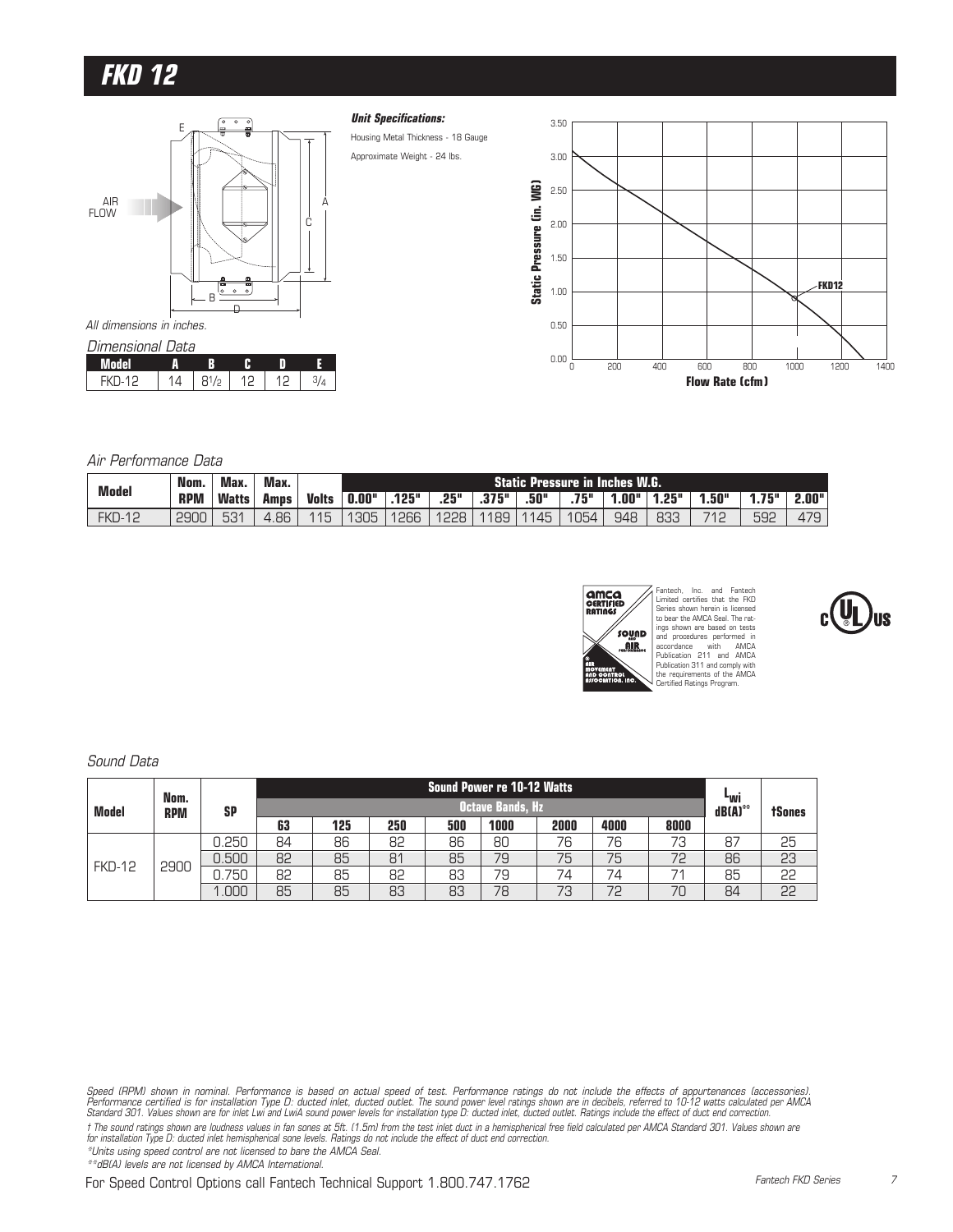# FKD 12

All dimensions in inches.

*Dimensional Data*

| Model | A | B | C | D | E |
|---|---|---|---|---|---|
| FKD-12 | 14 | 8 1/2 | 12 | 12 | 3/4 |

***Unit Specifications:***

Housing Metal Thickness - 18 Gauge

Approximate Weight - 24 lbs.

*Air Performance Data*

| Model | Nom. RPM | Max. Watts | Max. Amps | Volts | Static Pressure in Inches W.G. 0.00" | .125" | .25" | .375" | .50" | .75" | 1.00" | 1.25" | 1.50" | 1.75" | 2.00" |
|---|---|---|---|---|---|---|---|---|---|---|---|---|---|---|---|
| FKD-12 | 2900 | 531 | 4.86 | 115 | 1305 | 1266 | 1228 | 1189 | 1145 | 1054 | 948 | 833 | 712 | 592 | 479 |

Fantech, Inc. and Fantech Limited certifies that the FKD Series shown herein is licensed to bear the AMCA Seal. The ratings shown are based on tests and procedures performed in accordance with AMCA Publication 211 and AMCA Publication 311 and comply with the requirements of the AMCA Certified Ratings Program.

*Sound Data*

| Model | Nom. RPM | SP | Sound Power re 10-12 Watts, Octave Bands, Hz: 63 | 125 | 250 | 500 | 1000 | 2000 | 4000 | 8000 | $L_{wi}$ dB(A)** | †Sones |
|---|---|---|---|---|---|---|---|---|---|---|---|---|
| FKD-12 | 2900 | 0.250 | 84 | 86 | 82 | 86 | 80 | 76 | 76 | 73 | 87 | 25 |
| | | 0.500 | 82 | 85 | 81 | 85 | 79 | 75 | 75 | 72 | 86 | 23 |
| | | 0.750 | 82 | 85 | 82 | 83 | 79 | 74 | 74 | 71 | 85 | 22 |
| | | 1.000 | 85 | 85 | 83 | 83 | 78 | 73 | 72 | 70 | 84 | 22 |

*Speed (RPM) shown in nominal. Performance is based on actual speed of test. Performance ratings do not include the effects of appurtenances (accessories). Performance certified is for installation Type D: ducted inlet, ducted outlet. The sound power level ratings shown are in decibels, referred to 10-12 watts calculated per AMCA Standard 301. Values shown are for inlet Lwi and LwiA sound power levels for installation type D: ducted inlet, ducted outlet. Ratings include the effect of duct end correction.*

*† The sound ratings shown are loudness values in fan sones at 5ft. (1.5m) from the test inlet duct in a hemispherical free field calculated per AMCA Standard 301. Values shown are for installation Type D: ducted inlet hemispherical sone levels. Ratings do not include the effect of duct end correction.*

*\*Units using speed control are not licensed to bare the AMCA Seal.*

*\*\*dB(A) levels are not licensed by AMCA International.*

For Speed Control Options call Fantech Technical Support 1.800.747.1762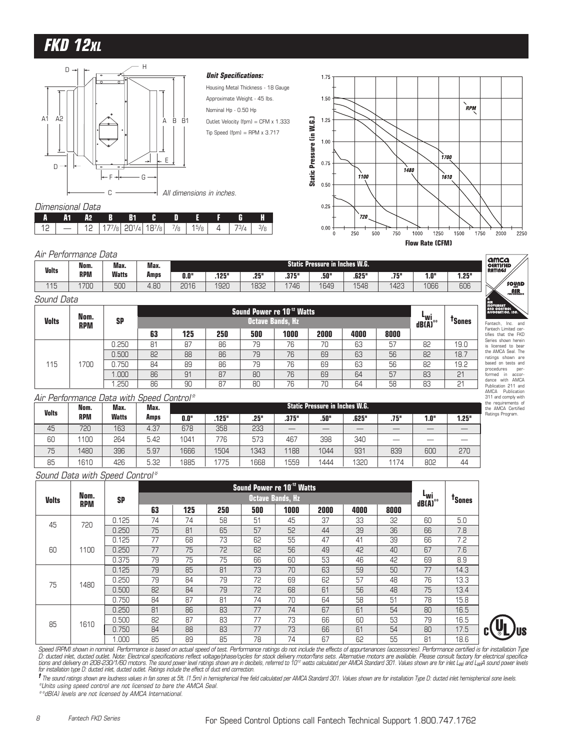# FKD 12XL

**Unit Specifications:**

Housing Metal Thickness - 18 Gauge

Approximate Weight - 45 lbs.

Nominal Hp - 0.50 Hp

Outlet Velocity (fpm) = CFM x 1.333

Tip Speed (fpm) = RPM x 3.717

All dimensions in inches.

*Dimensional Data*

| A | A1 | A2 | B | B1 | C | D | E | F | G | H |
|---|---|---|---|---|---|---|---|---|---|---|
| 12 | — | 12 | 17⁷/₈ | 20¹/₄ | 18⁷/₈ | ⁷/₈ | 1⁵/₈ | 4 | 7³/₄ | ³/₈ |

*Air Performance Data*

| Volts | Nom. RPM | Max. Watts | Max. Amps | Static Pressure in Inches W.G. | | | | | | | | |
|---|---|---|---|---|---|---|---|---|---|---|---|---|
| | | | | 0.0" | .125" | .25" | .375" | .50" | .625" | .75" | 1.0" | 1.25" |
| 115 | 1700 | 500 | 4.80 | 2016 | 1920 | 1832 | 1746 | 1649 | 1548 | 1423 | 1066 | 606 |

*Sound Data*

| Volts | Nom. RPM | SP | Sound Power re $10^{-12}$ Watts Octave Bands, Hz | | | | | | | | $L_{wi}$ dB(A)** | †Sones |
|---|---|---|---|---|---|---|---|---|---|---|---|---|
| | | | 63 | 125 | 250 | 500 | 1000 | 2000 | 4000 | 8000 | | |
| 115 | 1700 | 0.250 | 81 | 87 | 86 | 79 | 76 | 70 | 63 | 57 | 82 | 19.0 |
| | | 0.500 | 82 | 88 | 86 | 79 | 76 | 69 | 63 | 56 | 82 | 18.7 |
| | | 0.750 | 84 | 89 | 86 | 79 | 76 | 69 | 63 | 56 | 82 | 19.2 |
| | | 1.000 | 86 | 91 | 87 | 80 | 76 | 69 | 64 | 57 | 83 | 21 |
| | | 1.250 | 86 | 90 | 87 | 80 | 76 | 70 | 64 | 58 | 83 | 21 |

Fantech, Inc. and Fantech Limited certifies that the FKD Series shown herein is licensed to bear the AMCA Seal. The ratings shown are based on tests and procedures performed in accordance with AMCA Publication 211 and AMCA Publication 311 and comply with the requirements of the AMCA Certified Ratings Program.

*Air Performance Data with Speed Control**

| Volts | Nom. RPM | Max. Watts | Max. Amps | Static Pressure in Inches W.G. | | | | | | | | |
|---|---|---|---|---|---|---|---|---|---|---|---|---|
| | | | | 0.0" | .125" | .25" | .375" | .50" | .625" | .75" | 1.0" | 1.25" |
| 45 | 720 | 163 | 4.37 | 678 | 358 | 233 | — | — | — | — | — | — |
| 60 | 1100 | 264 | 5.42 | 1041 | 776 | 573 | 467 | 398 | 340 | — | — | — |
| 75 | 1480 | 396 | 5.97 | 1666 | 1504 | 1343 | 1188 | 1044 | 931 | 839 | 600 | 270 |
| 85 | 1610 | 426 | 5.32 | 1885 | 1775 | 1668 | 1559 | 1444 | 1320 | 1174 | 802 | 44 |

*Sound Data with Speed Control**

| Volts | Nom. RPM | SP | Sound Power re $10^{-12}$ Watts Octave Bands, Hz | | | | | | | | $L_{wi}$ dB(A)** | †Sones |
|---|---|---|---|---|---|---|---|---|---|---|---|---|
| | | | 63 | 125 | 250 | 500 | 1000 | 2000 | 4000 | 8000 | | |
| 45 | 720 | 0.125 | 74 | 74 | 58 | 51 | 45 | 37 | 33 | 32 | 60 | 5.0 |
| | | 0.250 | 75 | 81 | 65 | 57 | 52 | 44 | 39 | 36 | 66 | 7.8 |
| 60 | 1100 | 0.125 | 77 | 68 | 73 | 62 | 55 | 47 | 41 | 39 | 66 | 7.2 |
| | | 0.250 | 77 | 75 | 72 | 62 | 56 | 49 | 42 | 40 | 67 | 7.6 |
| | | 0.375 | 79 | 75 | 75 | 66 | 60 | 53 | 46 | 42 | 69 | 8.9 |
| 75 | 1480 | 0.125 | 79 | 85 | 81 | 73 | 70 | 63 | 59 | 50 | 77 | 14.3 |
| | | 0.250 | 79 | 84 | 79 | 72 | 69 | 62 | 57 | 48 | 76 | 13.3 |
| | | 0.500 | 82 | 84 | 79 | 72 | 68 | 61 | 56 | 48 | 75 | 13.4 |
| | | 0.750 | 84 | 87 | 81 | 74 | 70 | 64 | 58 | 51 | 78 | 15.8 |
| 85 | 1610 | 0.250 | 81 | 86 | 83 | 77 | 74 | 67 | 61 | 54 | 80 | 16.5 |
| | | 0.500 | 82 | 87 | 83 | 77 | 73 | 66 | 60 | 53 | 79 | 16.5 |
| | | 0.750 | 84 | 88 | 83 | 77 | 73 | 66 | 61 | 54 | 80 | 17.5 |
| | | 1.000 | 85 | 89 | 85 | 78 | 74 | 67 | 62 | 55 | 81 | 18.6 |

*Speed (RPM) shown in nominal. Performance is based on actual speed of test. Performance ratings do not include the effects of appurtenances (accessories). Performance certified is for installation Type D: ducted inlet, ducted outlet. Note: Electrical specifications reflect voltage/phase/cycles for stock delivery motor/fans sets. Alternative motors are available. Please consult factory for electrical specifications and delivery on 208-230/1/60 motors. The sound power level ratings shown are in decibels, referred to $10^{-12}$ watts calculated per AMCA Standard 301. Values shown are for inlet $L_{wi}$ and $L_{wi}A$ sound power levels for installation type D: ducted inlet, ducted outlet. Ratings include the effect of duct end correction.*

*† The sound ratings shown are loudness values in fan sones at 5ft. (1.5m) in hemispherical free field calculated per AMCA Standard 301. Values shown are for installation Type D: ducted inlet hemispherical sone levels.*

*Units using speed control are not licensed to bare the AMCA Seal.

**dB(A) levels are not licensed by AMCA International.

For Speed Control Options call Fantech Technical Support 1.800.747.1762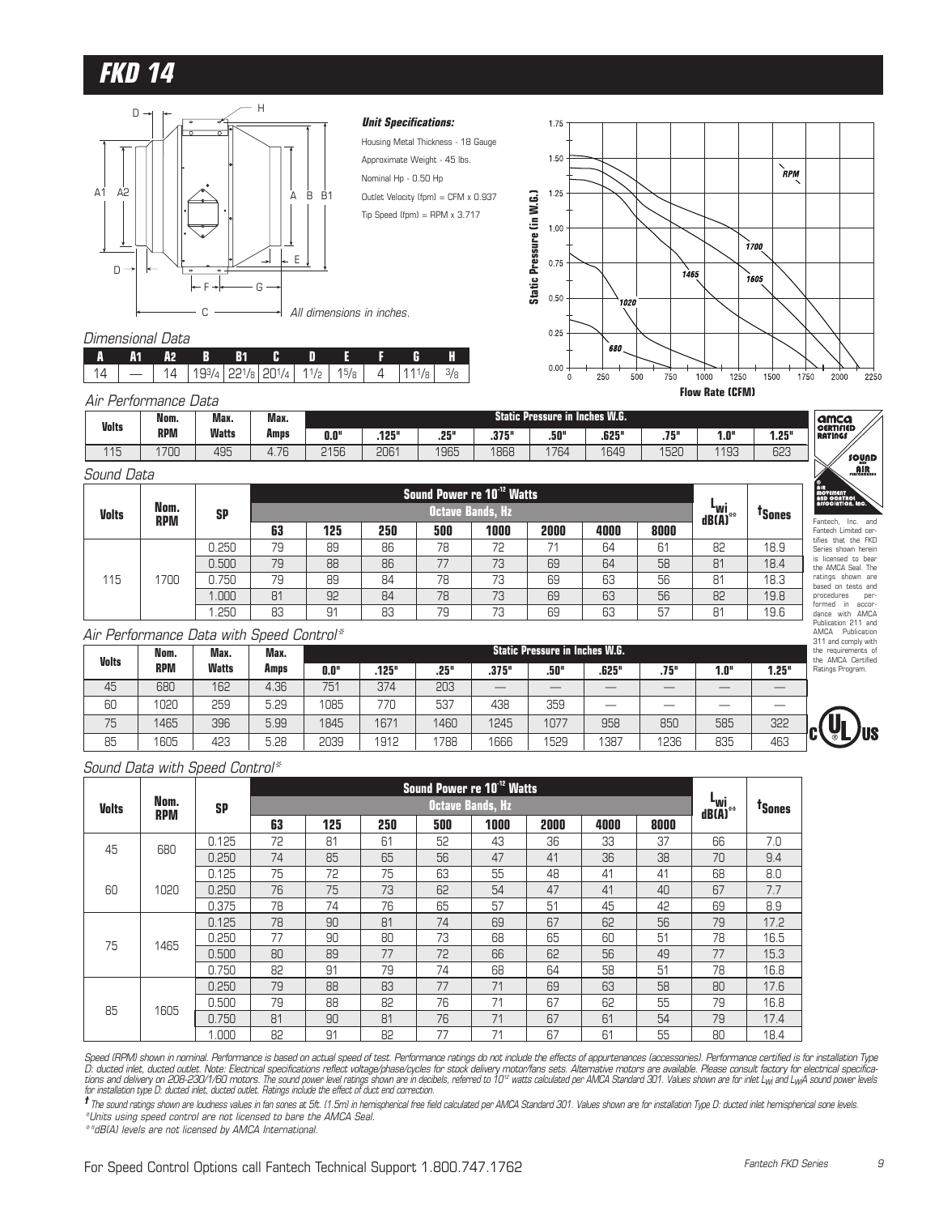# FKD 14

*Unit Specifications:*

Housing Metal Thickness - 18 Gauge

Approximate Weight - 45 lbs.

Nominal Hp - 0.50 Hp

Outlet Velocity (fpm) = CFM x 0.937

Tip Speed (fpm) = RPM x 3.717

*All dimensions in inches.*

*Dimensional Data*

| A | A1 | A2 | B | B1 | C | D | E | F | G | H |
|---|---|---|---|---|---|---|---|---|---|---|
| 14 | — | 14 | 19 3/4 | 22 1/8 | 20 1/4 | 1 1/2 | 1 5/8 | 4 | 11 1/8 | 3/8 |

*Air Performance Data*

| Volts | Nom. RPM | Max. Watts | Max. Amps | Static Pressure in Inches W.G. 0.0" | .125" | .25" | .375" | .50" | .625" | .75" | 1.0" | 1.25" |
|---|---|---|---|---|---|---|---|---|---|---|---|---|
| 115 | 1700 | 495 | 4.76 | 2156 | 2061 | 1965 | 1868 | 1764 | 1649 | 1520 | 1193 | 623 |

*Sound Data*

| Volts | Nom. RPM | SP | Sound Power re $10^{-12}$ Watts, Octave Bands, Hz: 63 | 125 | 250 | 500 | 1000 | 2000 | 4000 | 8000 | $L_{wi}$ dB(A)** | †Sones |
|---|---|---|---|---|---|---|---|---|---|---|---|---|
| 115 | 1700 | 0.250 | 79 | 89 | 86 | 78 | 72 | 71 | 64 | 61 | 82 | 18.9 |
| | | 0.500 | 79 | 88 | 86 | 77 | 73 | 69 | 64 | 58 | 81 | 18.4 |
| | | 0.750 | 79 | 89 | 84 | 78 | 73 | 69 | 63 | 56 | 81 | 18.3 |
| | | 1.000 | 81 | 92 | 84 | 78 | 73 | 69 | 63 | 56 | 82 | 19.8 |
| | | 1.250 | 83 | 91 | 83 | 79 | 73 | 69 | 63 | 57 | 81 | 19.6 |

Fantech, Inc. and Fantech Limited certifies that the FKD Series shown herein is licensed to bear the AMCA Seal. The ratings shown are based on tests and procedures performed in accordance with AMCA Publication 211 and AMCA Publication 311 and comply with the requirements of the AMCA Certified Ratings Program.

*Air Performance Data with Speed Control**

| Volts | Nom. RPM | Max. Watts | Max. Amps | Static Pressure in Inches W.G. 0.0" | .125" | .25" | .375" | .50" | .625" | .75" | 1.0" | 1.25" |
|---|---|---|---|---|---|---|---|---|---|---|---|---|
| 45 | 680 | 162 | 4.36 | 751 | 374 | 203 | — | — | — | — | — | — |
| 60 | 1020 | 259 | 5.29 | 1085 | 770 | 537 | 438 | 359 | — | — | — | — |
| 75 | 1465 | 396 | 5.99 | 1845 | 1671 | 1460 | 1245 | 1077 | 958 | 850 | 585 | 322 |
| 85 | 1605 | 423 | 5.28 | 2039 | 1912 | 1788 | 1666 | 1529 | 1387 | 1236 | 835 | 463 |

*Sound Data with Speed Control**

| Volts | Nom. RPM | SP | Sound Power re $10^{-12}$ Watts, Octave Bands, Hz: 63 | 125 | 250 | 500 | 1000 | 2000 | 4000 | 8000 | $L_{wi}$ dB(A)** | †Sones |
|---|---|---|---|---|---|---|---|---|---|---|---|---|
| 45 | 680 | 0.125 | 72 | 81 | 61 | 52 | 43 | 36 | 33 | 37 | 66 | 7.0 |
| | | 0.250 | 74 | 85 | 65 | 56 | 47 | 41 | 36 | 38 | 70 | 9.4 |
| 60 | 1020 | 0.125 | 75 | 72 | 75 | 63 | 55 | 48 | 41 | 41 | 68 | 8.0 |
| | | 0.250 | 76 | 75 | 73 | 62 | 54 | 47 | 41 | 40 | 67 | 7.7 |
| | | 0.375 | 78 | 74 | 76 | 65 | 57 | 51 | 45 | 42 | 69 | 8.9 |
| 75 | 1465 | 0.125 | 78 | 90 | 81 | 74 | 69 | 67 | 62 | 56 | 79 | 17.2 |
| | | 0.250 | 77 | 90 | 80 | 73 | 68 | 65 | 60 | 51 | 78 | 16.5 |
| | | 0.500 | 80 | 89 | 77 | 72 | 66 | 62 | 56 | 49 | 77 | 15.3 |
| | | 0.750 | 82 | 91 | 79 | 74 | 68 | 64 | 58 | 51 | 78 | 16.8 |
| 85 | 1605 | 0.250 | 79 | 88 | 83 | 77 | 71 | 69 | 63 | 58 | 80 | 17.6 |
| | | 0.500 | 79 | 88 | 82 | 76 | 71 | 67 | 62 | 55 | 79 | 16.8 |
| | | 0.750 | 81 | 90 | 81 | 76 | 71 | 67 | 61 | 54 | 79 | 17.4 |
| | | 1.000 | 82 | 91 | 82 | 77 | 71 | 67 | 61 | 55 | 80 | 18.4 |

*Speed (RPM) shown in nominal. Performance is based on actual speed of test. Performance ratings do not include the effects of appurtenances (accessories). Performance certified is for installation Type D: ducted inlet, ducted outlet. Note: Electrical specifications reflect voltage/phase/cycles for stock delivery motor/fans sets. Alternative motors are available. Please consult factory for electrical specifications and delivery on 208-230/1/60 motors. The sound power level ratings shown are in decibels, referred to $10^{-12}$ watts calculated per AMCA Standard 301. Values shown are for inlet $L_{wi}$ and $L_{wi}$A sound power levels for installation type D: ducted inlet, ducted outlet. Ratings include the effect of duct end correction.*

*† The sound ratings shown are loudness values in fan sones at 5ft. (1.5m) in hemispherical free field calculated per AMCA Standard 301. Values shown are for installation Type D: ducted inlet hemispherical sone levels.*

*\*Units using speed control are not licensed to bare the AMCA Seal.*

*\*\*dB(A) levels are not licensed by AMCA International.*

For Speed Control Options call Fantech Technical Support 1.800.747.1762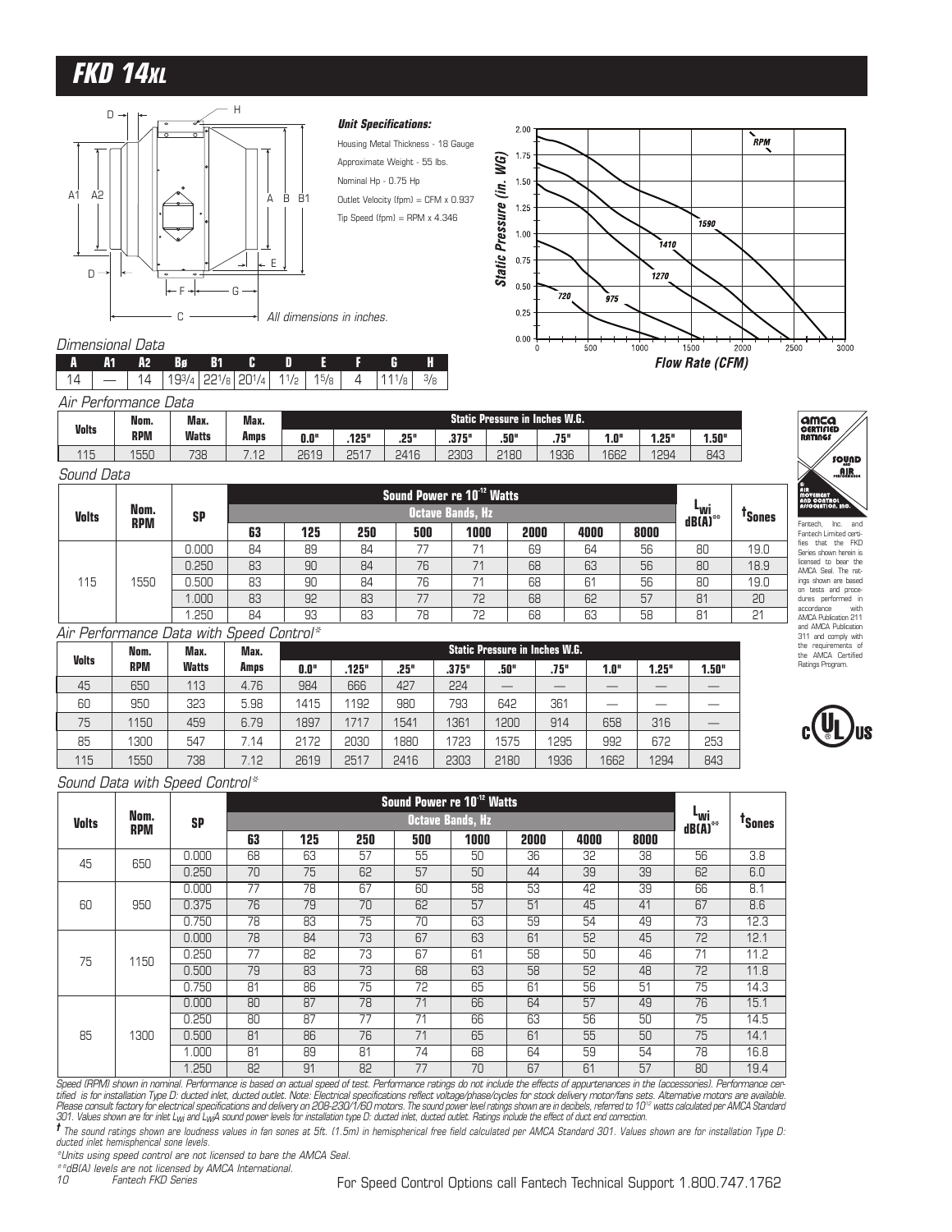# FKD 14XL

### Unit Specifications:

Housing Metal Thickness - 18 Gauge
Approximate Weight - 55 lbs.
Nominal Hp - 0.75 Hp
Outlet Velocity (fpm) = CFM x 0.937
Tip Speed (fpm) = RPM x 4.346

All dimensions in inches.

*Dimensional Data*

| A | A1 | A2 | Bø | B1 | C | D | E | F | G | H |
|---|---|---|---|---|---|---|---|---|---|---|
| 14 | — | 14 | 19 3/4 | 22 1/8 | 20 1/4 | 1 1/2 | 1 5/8 | 4 | 11 1/8 | 3/8 |

*Air Performance Data*

| Volts | Nom. RPM | Max. Watts | Max. Amps | Static Pressure in Inches W.G. | | | | | | | | |
|---|---|---|---|---|---|---|---|---|---|---|---|---|
| | | | | 0.0" | .125" | .25" | .375" | .50" | .75" | 1.0" | 1.25" | 1.50" |
| 115 | 1550 | 738 | 7.12 | 2619 | 2517 | 2416 | 2303 | 2180 | 1936 | 1662 | 1294 | 843 |

*Sound Data*

| Volts | Nom. RPM | SP | Sound Power re 10[-12] Watts — Octave Bands, Hz | | | | | | | | $L_{wi}$ dB(A)** | †Sones |
|---|---|---|---|---|---|---|---|---|---|---|---|---|
| | | | 63 | 125 | 250 | 500 | 1000 | 2000 | 4000 | 8000 | | |
| 115 | 1550 | 0.000 | 84 | 89 | 84 | 77 | 71 | 69 | 64 | 56 | 80 | 19.0 |
| | | 0.250 | 83 | 90 | 84 | 76 | 71 | 68 | 63 | 56 | 80 | 18.9 |
| | | 0.500 | 83 | 90 | 84 | 76 | 71 | 68 | 61 | 56 | 80 | 19.0 |
| | | 1.000 | 83 | 92 | 83 | 77 | 72 | 68 | 62 | 57 | 81 | 20 |
| | | 1.250 | 84 | 93 | 83 | 78 | 72 | 68 | 63 | 58 | 81 | 21 |

Fantech, Inc. and Fantech Limited certifies that the FKD Series shown herein is licensed to bear the AMCA Seal. The ratings shown are based on tests and procedures performed in accordance with AMCA Publication 211 and AMCA Publication 311 and comply with the requirements of the AMCA Certified Ratings Program.

*Air Performance Data with Speed Control**

| Volts | Nom. RPM | Max. Watts | Max. Amps | Static Pressure in Inches W.G. | | | | | | | | |
|---|---|---|---|---|---|---|---|---|---|---|---|---|
| | | | | 0.0" | .125" | .25" | .375" | .50" | .75" | 1.0" | 1.25" | 1.50" |
| 45 | 650 | 113 | 4.76 | 984 | 666 | 427 | 224 | — | — | — | — | — |
| 60 | 950 | 323 | 5.98 | 1415 | 1192 | 980 | 793 | 642 | 361 | — | — | — |
| 75 | 1150 | 459 | 6.79 | 1897 | 1717 | 1541 | 1361 | 1200 | 914 | 658 | 316 | — |
| 85 | 1300 | 547 | 7.14 | 2172 | 2030 | 1880 | 1723 | 1575 | 1295 | 992 | 672 | 253 |
| 115 | 1550 | 738 | 7.12 | 2619 | 2517 | 2416 | 2303 | 2180 | 1936 | 1662 | 1294 | 843 |

*Sound Data with Speed Control**

| Volts | Nom. RPM | SP | Sound Power re 10[-12] Watts — Octave Bands, Hz | | | | | | | | $L_{wi}$ dB(A)** | †Sones |
|---|---|---|---|---|---|---|---|---|---|---|---|---|
| | | | 63 | 125 | 250 | 500 | 1000 | 2000 | 4000 | 8000 | | |
| 45 | 650 | 0.000 | 68 | 63 | 57 | 55 | 50 | 36 | 32 | 38 | 56 | 3.8 |
| | | 0.250 | 70 | 75 | 62 | 57 | 50 | 44 | 39 | 39 | 62 | 6.0 |
| 60 | 950 | 0.000 | 77 | 78 | 67 | 60 | 58 | 53 | 42 | 39 | 66 | 8.1 |
| | | 0.375 | 76 | 79 | 70 | 62 | 57 | 51 | 45 | 41 | 67 | 8.6 |
| | | 0.750 | 78 | 83 | 75 | 70 | 63 | 59 | 54 | 49 | 73 | 12.3 |
| 75 | 1150 | 0.000 | 78 | 84 | 73 | 67 | 63 | 61 | 52 | 45 | 72 | 12.1 |
| | | 0.250 | 77 | 82 | 73 | 67 | 61 | 58 | 50 | 46 | 71 | 11.2 |
| | | 0.500 | 79 | 83 | 73 | 68 | 63 | 58 | 52 | 48 | 72 | 11.8 |
| | | 0.750 | 81 | 86 | 75 | 72 | 65 | 61 | 56 | 51 | 75 | 14.3 |
| 85 | 1300 | 0.000 | 80 | 87 | 78 | 71 | 66 | 64 | 57 | 49 | 76 | 15.1 |
| | | 0.250 | 80 | 87 | 77 | 71 | 66 | 63 | 56 | 50 | 75 | 14.5 |
| | | 0.500 | 81 | 86 | 76 | 71 | 65 | 61 | 55 | 50 | 75 | 14.1 |
| | | 1.000 | 81 | 89 | 81 | 74 | 68 | 64 | 59 | 54 | 78 | 16.8 |
| | | 1.250 | 82 | 91 | 82 | 77 | 70 | 67 | 61 | 57 | 80 | 19.4 |

*Speed (RPM) shown in nominal. Performance is based on actual speed of test. Performance ratings do not include the effects of appurtenances in the (accessories). Performance certified is for installation Type D: ducted inlet, ducted outlet. Note: Electrical specifications reflect voltage/phase/cycles for stock delivery motor/fans sets. Alternative motors are available. Please consult factory for electrical specifications and delivery on 208-230/1/60 motors. The sound power level ratings shown are in decibels, referred to 10[-12] watts calculated per AMCA Standard 301. Values shown are for inlet $L_{wi}$ and $L_{wi}A$ sound power levels for installation type D: ducted inlet, ducted outlet. Ratings include the effect of duct end correction.*

*† The sound ratings shown are loudness values in fan sones at 5ft. (1.5m) in hemispherical free field calculated per AMCA Standard 301. Values shown are for installation Type D: ducted inlet hemispherical sone levels.*

*\*Units using speed control are not licensed to bare the AMCA Seal.*

*\*\*dB(A) levels are not licensed by AMCA International.*

For Speed Control Options call Fantech Technical Support 1.800.747.1762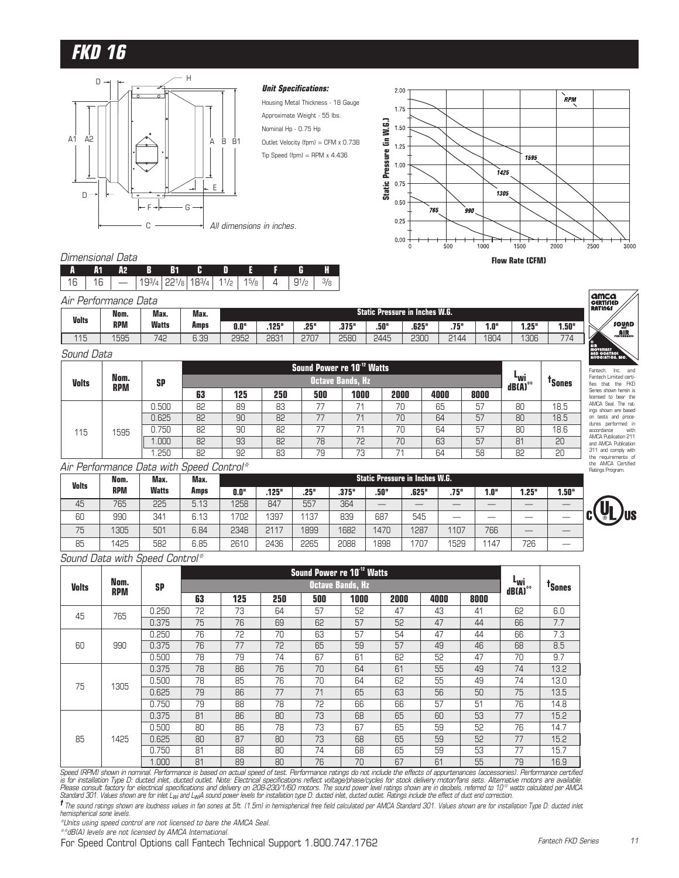# FKD 16

*All dimensions in inches.*

***Unit Specifications:***

Housing Metal Thickness - 18 Gauge

Approximate Weight - 55 lbs.

Nominal Hp - 0.75 Hp

Outlet Velocity (fpm) = CFM x 0.738

Tip Speed (fpm) = RPM x 4.436

*Dimensional Data*

| A | A1 | A2 | B | B1 | C | D | E | F | G | H |
|---|---|---|---|---|---|---|---|---|---|---|
| 16 | 16 | — | 19 3/4 | 22 1/8 | 18 3/4 | 1 1/2 | 1 5/8 | 4 | 9 1/2 | 3/8 |

*Air Performance Data*

| Volts | Nom. RPM | Max. Watts | Max. Amps | Static Pressure in Inches W.G. | | | | | | | | | |
|---|---|---|---|---|---|---|---|---|---|---|---|---|---|
| | | | | 0.0" | .125" | .25" | .375" | .50" | .625" | .75" | 1.0" | 1.25" | 1.50" |
| 115 | 1595 | 742 | 6.39 | 2952 | 2831 | 2707 | 2580 | 2445 | 2300 | 2144 | 1804 | 1306 | 774 |

*Sound Data*

| Volts | Nom. RPM | SP | Sound Power re $10^{-12}$ Watts – Octave Bands, Hz | | | | | | | | $L_{wi}$ dB(A)** | †Sones |
|---|---|---|---|---|---|---|---|---|---|---|---|---|
| | | | 63 | 125 | 250 | 500 | 1000 | 2000 | 4000 | 8000 | | |
| 115 | 1595 | 0.500 | 82 | 89 | 83 | 77 | 71 | 70 | 65 | 57 | 80 | 18.5 |
| | | 0.625 | 82 | 90 | 82 | 77 | 71 | 70 | 64 | 57 | 80 | 18.5 |
| | | 0.750 | 82 | 90 | 82 | 77 | 71 | 70 | 64 | 57 | 80 | 18.6 |
| | | 1.000 | 82 | 93 | 82 | 78 | 72 | 70 | 63 | 57 | 81 | 20 |
| | | 1.250 | 82 | 92 | 83 | 79 | 73 | 71 | 64 | 58 | 82 | 20 |

Fantech, Inc. and Fantech Limited certifies that the FKD Series shown herein is licensed to bear the AMCA Seal. The ratings shown are based on tests and procedures performed in accordance with AMCA Publication 211 and AMCA Publication 311 and comply with the requirements of the AMCA Certified Ratings Program.

*Air Performance Data with Speed Control**

| Volts | Nom. RPM | Max. Watts | Max. Amps | Static Pressure in Inches W.G. | | | | | | | | | |
|---|---|---|---|---|---|---|---|---|---|---|---|---|---|
| | | | | 0.0" | .125" | .25" | .375" | .50" | .625" | .75" | 1.0" | 1.25" | 1.50" |
| 45 | 765 | 225 | 5.13 | 1258 | 847 | 557 | 364 | — | — | — | — | — | — |
| 60 | 990 | 341 | 6.13 | 1702 | 1397 | 1137 | 839 | 687 | 545 | — | — | — | — |
| 75 | 1305 | 501 | 6.84 | 2348 | 2117 | 1899 | 1682 | 1470 | 1287 | 1107 | 766 | — | — |
| 85 | 1425 | 582 | 6.85 | 2610 | 2436 | 2265 | 2088 | 1898 | 1707 | 1529 | 1147 | 726 | — |

*Sound Data with Speed Control**

| Volts | Nom. RPM | SP | Sound Power re $10^{-12}$ Watts – Octave Bands, Hz | | | | | | | | $L_{wi}$ dB(A)** | †Sones |
|---|---|---|---|---|---|---|---|---|---|---|---|---|
| | | | 63 | 125 | 250 | 500 | 1000 | 2000 | 4000 | 8000 | | |
| 45 | 765 | 0.250 | 72 | 73 | 64 | 57 | 52 | 47 | 43 | 41 | 62 | 6.0 |
| | | 0.375 | 75 | 76 | 69 | 62 | 57 | 52 | 47 | 44 | 66 | 7.7 |
| 60 | 990 | 0.250 | 76 | 72 | 70 | 63 | 57 | 54 | 47 | 44 | 66 | 7.3 |
| | | 0.375 | 76 | 77 | 72 | 65 | 59 | 57 | 49 | 46 | 68 | 8.5 |
| | | 0.500 | 78 | 79 | 74 | 67 | 61 | 62 | 52 | 47 | 70 | 9.7 |
| 75 | 1305 | 0.375 | 78 | 86 | 76 | 70 | 64 | 61 | 55 | 49 | 74 | 13.2 |
| | | 0.500 | 78 | 85 | 76 | 70 | 64 | 62 | 55 | 49 | 74 | 13.0 |
| | | 0.625 | 79 | 86 | 77 | 71 | 65 | 63 | 56 | 50 | 75 | 13.5 |
| | | 0.750 | 79 | 88 | 78 | 72 | 66 | 66 | 57 | 51 | 76 | 14.8 |
| 85 | 1425 | 0.375 | 81 | 86 | 80 | 73 | 68 | 65 | 60 | 53 | 77 | 15.2 |
| | | 0.500 | 80 | 86 | 78 | 73 | 67 | 65 | 59 | 52 | 76 | 14.7 |
| | | 0.625 | 80 | 87 | 80 | 73 | 68 | 65 | 59 | 52 | 77 | 15.2 |
| | | 0.750 | 81 | 88 | 80 | 74 | 68 | 65 | 59 | 53 | 77 | 15.7 |
| | | 1.000 | 81 | 89 | 80 | 76 | 70 | 67 | 61 | 55 | 79 | 16.9 |

*Speed (RPM) shown in nominal. Performance is based on actual speed of test. Performance ratings do not include the effects of appurtenances (accessories). Performance certified is for installation Type D: ducted inlet, ducted outlet. Note: Electrical specifications reflect voltage/phase/cycles for stock delivery motor/fans sets. Alternative motors are available. Please consult factory for electrical specifications and delivery on 208-230/1/60 motors. The sound power level ratings shown are in decibels, referred to $10^{-12}$ watts calculated per AMCA Standard 301. Values shown are for inlet $L_{wi}$ and $L_{wi}A$ sound power levels for installation type D: ducted inlet, ducted outlet. Ratings include the effect of duct end correction.*

*† The sound ratings shown are loudness values in fan sones at 5ft. (1.5m) in hemispherical free field calculated per AMCA Standard 301. Values shown are for installation Type D: ducted inlet hemispherical sone levels.*

*\*Units using speed control are not licensed to bare the AMCA Seal.*

*\*\*dB(A) levels are not licensed by AMCA International.*

For Speed Control Options call Fantech Technical Support 1.800.747.1762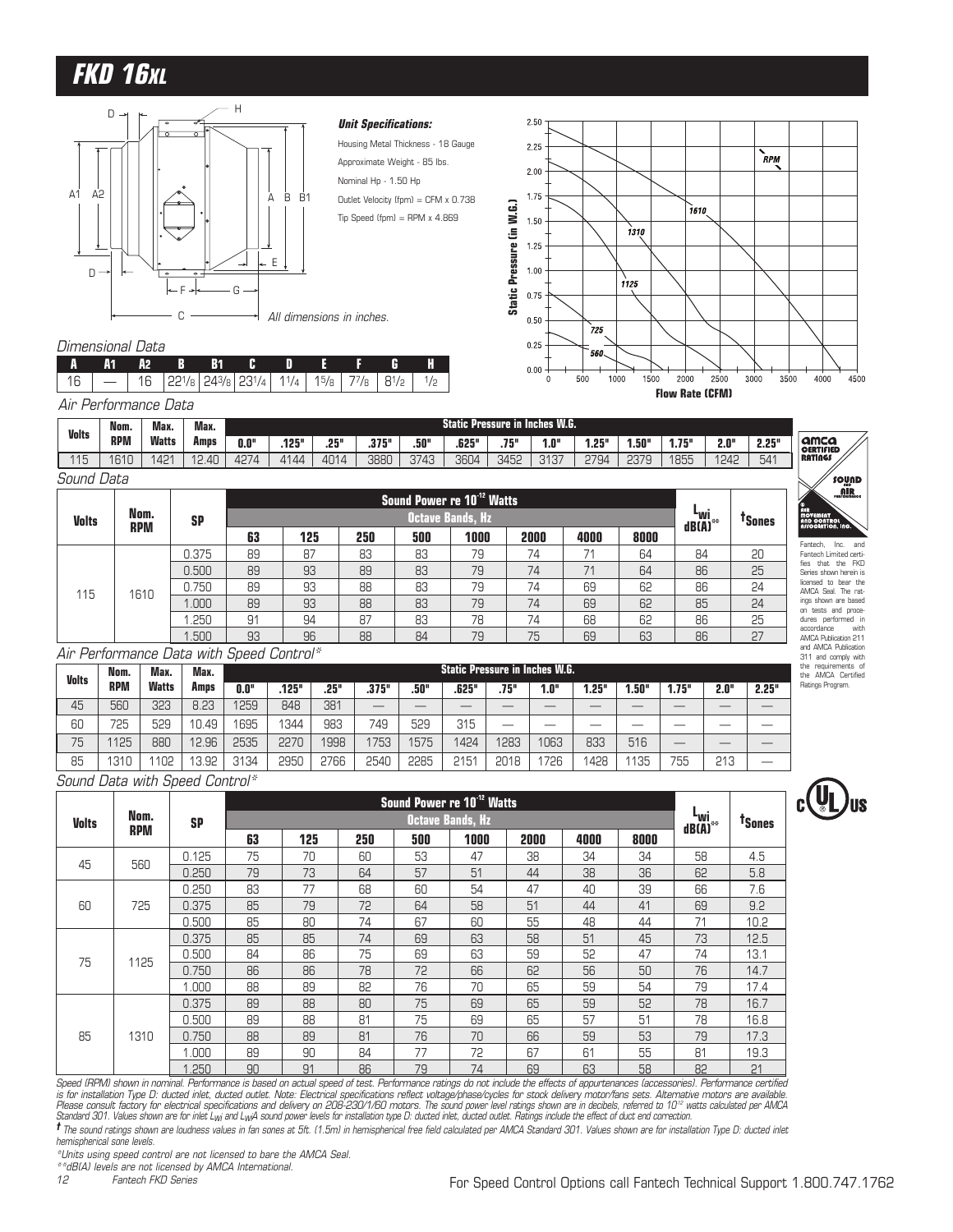# FKD 16XL

**Unit Specifications:**

Housing Metal Thickness - 18 Gauge

Approximate Weight - 85 lbs.

Nominal Hp - 1.50 Hp

Outlet Velocity (fpm) = CFM x 0.738

Tip Speed (fpm) = RPM x 4.869

All dimensions in inches.

*Dimensional Data*

| A | A1 | A2 | B | B1 | C | D | E | F | G | H |
|---|---|---|---|---|---|---|---|---|---|---|
| 16 | — | 16 | 22 1/8 | 24 3/8 | 23 1/4 | 1 1/4 | 1 5/8 | 7 7/8 | 8 1/2 | 1/2 |

*Air Performance Data*

| Volts | Nom. RPM | Max. Watts | Max. Amps | 0.0" | .125" | .25" | .375" | .50" | .625" | .75" | 1.0" | 1.25" | 1.50" | 1.75" | 2.0" | 2.25" |
|---|---|---|---|---|---|---|---|---|---|---|---|---|---|---|---|---|
| | | | | Static Pressure in Inches W.G. | | | | | | | | | | | | |
| 115 | 1610 | 1421 | 12.40 | 4274 | 4144 | 4014 | 3880 | 3743 | 3604 | 3452 | 3137 | 2794 | 2379 | 1855 | 1242 | 541 |

*Sound Data*

| Volts | Nom. RPM | SP | 63 | 125 | 250 | 500 | 1000 | 2000 | 4000 | 8000 | $L_{wi}$ dB(A)** | †Sones |
|---|---|---|---|---|---|---|---|---|---|---|---|---|
| | | | Sound Power re $10^{-12}$ Watts – Octave Bands, Hz | | | | | | | | | |
| 115 | 1610 | 0.375 | 89 | 87 | 83 | 83 | 79 | 74 | 71 | 64 | 84 | 20 |
| | | 0.500 | 89 | 93 | 89 | 83 | 79 | 74 | 71 | 64 | 86 | 25 |
| | | 0.750 | 89 | 93 | 88 | 83 | 79 | 74 | 69 | 62 | 86 | 24 |
| | | 1.000 | 89 | 93 | 88 | 83 | 79 | 74 | 69 | 62 | 85 | 24 |
| | | 1.250 | 91 | 94 | 87 | 83 | 78 | 74 | 68 | 62 | 86 | 25 |
| | | 1.500 | 93 | 96 | 88 | 84 | 79 | 75 | 69 | 63 | 86 | 27 |

*Air Performance Data with Speed Control**

| Volts | Nom. RPM | Max. Watts | Max. Amps | 0.0" | .125" | .25" | .375" | .50" | .625" | .75" | 1.0" | 1.25" | 1.50" | 1.75" | 2.0" | 2.25" |
|---|---|---|---|---|---|---|---|---|---|---|---|---|---|---|---|---|
| | | | | Static Pressure in Inches W.G. | | | | | | | | | | | | |
| 45 | 560 | 323 | 8.23 | 1259 | 848 | 381 | — | — | — | — | — | — | — | — | — | — |
| 60 | 725 | 529 | 10.49 | 1695 | 1344 | 983 | 749 | 529 | 315 | — | — | — | — | — | — | — |
| 75 | 1125 | 880 | 12.96 | 2535 | 2270 | 1998 | 1753 | 1575 | 1424 | 1283 | 1063 | 833 | 516 | — | — | — |
| 85 | 1310 | 1102 | 13.92 | 3134 | 2950 | 2766 | 2540 | 2285 | 2151 | 2018 | 1726 | 1428 | 1135 | 755 | 213 | — |

*Sound Data with Speed Control**

| Volts | Nom. RPM | SP | 63 | 125 | 250 | 500 | 1000 | 2000 | 4000 | 8000 | $L_{wi}$ dB(A)** | †Sones |
|---|---|---|---|---|---|---|---|---|---|---|---|---|
| | | | Sound Power re $10^{-12}$ Watts – Octave Bands, Hz | | | | | | | | | |
| 45 | 560 | 0.125 | 75 | 70 | 60 | 53 | 47 | 38 | 34 | 34 | 58 | 4.5 |
| | | 0.250 | 79 | 73 | 64 | 57 | 51 | 44 | 38 | 36 | 62 | 5.8 |
| 60 | 725 | 0.250 | 83 | 77 | 68 | 60 | 54 | 47 | 40 | 39 | 66 | 7.6 |
| | | 0.375 | 85 | 79 | 72 | 64 | 58 | 51 | 44 | 41 | 69 | 9.2 |
| | | 0.500 | 85 | 80 | 74 | 67 | 60 | 55 | 48 | 44 | 71 | 10.2 |
| 75 | 1125 | 0.375 | 85 | 85 | 74 | 69 | 63 | 58 | 51 | 45 | 73 | 12.5 |
| | | 0.500 | 84 | 86 | 75 | 69 | 63 | 59 | 52 | 47 | 74 | 13.1 |
| | | 0.750 | 86 | 86 | 78 | 72 | 66 | 62 | 56 | 50 | 76 | 14.7 |
| | | 1.000 | 88 | 89 | 82 | 76 | 70 | 65 | 59 | 54 | 79 | 17.4 |
| 85 | 1310 | 0.375 | 89 | 88 | 80 | 75 | 69 | 65 | 59 | 52 | 78 | 16.7 |
| | | 0.500 | 89 | 88 | 81 | 75 | 69 | 65 | 57 | 51 | 78 | 16.8 |
| | | 0.750 | 88 | 89 | 81 | 76 | 70 | 66 | 59 | 53 | 79 | 17.3 |
| | | 1.000 | 89 | 90 | 84 | 77 | 72 | 67 | 61 | 55 | 81 | 19.3 |
| | | 1.250 | 90 | 91 | 86 | 79 | 74 | 69 | 63 | 58 | 82 | 21 |

Fantech, Inc. and Fantech Limited certifies that the FKD Series shown herein is licensed to bear the AMCA Seal. The ratings shown are based on tests and procedures performed in accordance with AMCA Publication 211 and AMCA Publication 311 and comply with the requirements of the AMCA Certified Ratings Program.

*Speed (RPM) shown in nominal. Performance is based on actual speed of test. Performance ratings do not include the effects of appurtenances (accessories). Performance certified is for installation Type D: ducted inlet, ducted outlet. Note: Electrical specifications reflect voltage/phase/cycles for stock delivery motor/fans sets. Alternative motors are available. Please consult factory for electrical specifications and delivery on 208-230/1/60 motors. The sound power level ratings shown are in decibels, referred to $10^{-12}$ watts calculated per AMCA Standard 301. Values shown are for inlet $L_{wi}$ and $L_{wi}A$ sound power levels for installation type D: ducted inlet, ducted outlet. Ratings include the effect of duct end correction.*

*† The sound ratings shown are loudness values in fan sones at 5ft. (1.5m) in hemispherical free field calculated per AMCA Standard 301. Values shown are for installation Type D: ducted inlet hemispherical sone levels.*

*\*Units using speed control are not licensed to bare the AMCA Seal.*

*\*\*dB(A) levels are not licensed by AMCA International.*

For Speed Control Options call Fantech Technical Support 1.800.747.1762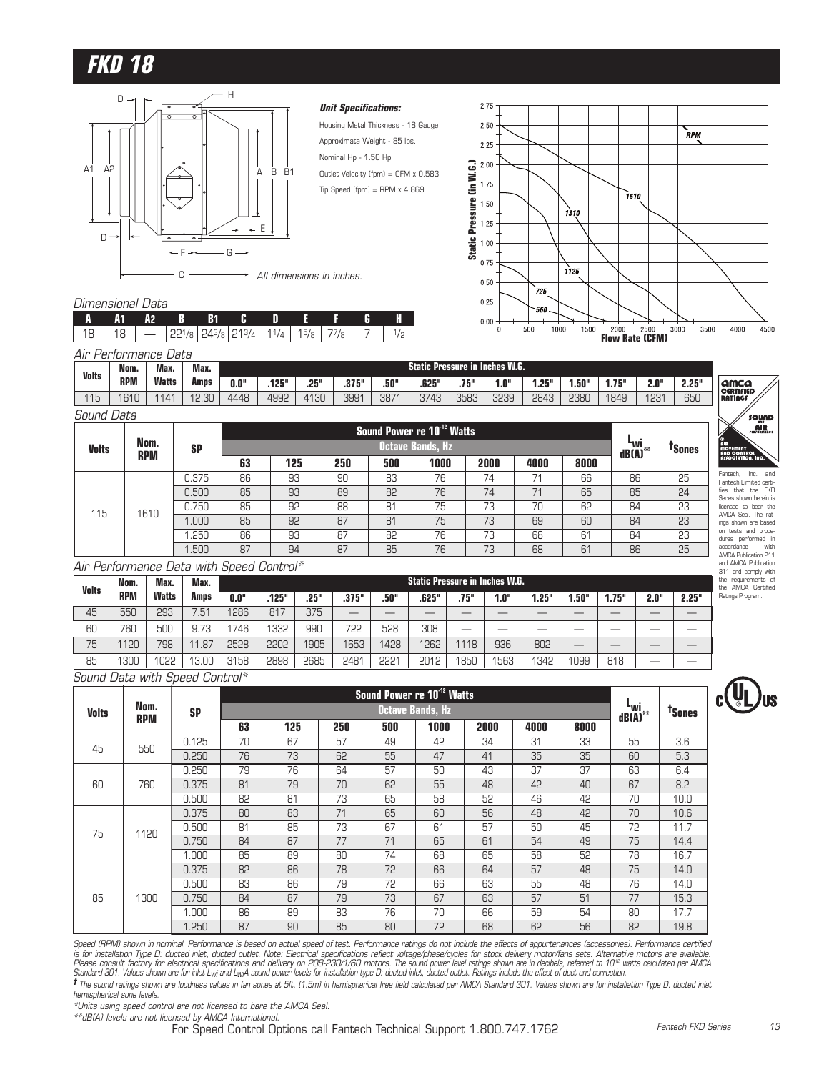# FKD 18

*All dimensions in inches.*

### Unit Specifications:

Housing Metal Thickness - 18 Gauge

Approximate Weight - 85 lbs.

Nominal Hp - 1.50 Hp

Outlet Velocity (fpm) = CFM x 0.583

Tip Speed (fpm) = RPM x 4.869

### Dimensional Data

| A | A1 | A2 | B | B1 | C | D | E | F | G | H |
|---|---|---|---|---|---|---|---|---|---|---|
| 18 | 18 | — | 22 1/8 | 24 3/8 | 21 3/4 | 1 1/4 | 1 5/8 | 7 7/8 | 7 | 1/2 |

### Air Performance Data

| Volts | Nom. RPM | Max. Watts | Max. Amps | Static Pressure in Inches W.G. | | | | | | | | | | | | |
|---|---|---|---|---|---|---|---|---|---|---|---|---|---|---|---|---|
| | | | | 0.0" | .125" | .25" | .375" | .50" | .625" | .75" | 1.0" | 1.25" | 1.50" | 1.75" | 2.0" | 2.25" |
| 115 | 1610 | 1141 | 12.30 | 4448 | 4992 | 4130 | 3991 | 3871 | 3743 | 3583 | 3239 | 2843 | 2380 | 1849 | 1231 | 650 |

### Sound Data

| Volts | Nom. RPM | SP | Sound Power re $10^{-12}$ Watts – Octave Bands, Hz | | | | | | | | $L_{wi}$ dB(A)** | †Sones |
|---|---|---|---|---|---|---|---|---|---|---|---|---|
| | | | 63 | 125 | 250 | 500 | 1000 | 2000 | 4000 | 8000 | | |
| 115 | 1610 | 0.375 | 86 | 93 | 90 | 83 | 76 | 74 | 71 | 66 | 86 | 25 |
| | | 0.500 | 85 | 93 | 89 | 82 | 76 | 74 | 71 | 65 | 85 | 24 |
| | | 0.750 | 85 | 92 | 88 | 81 | 75 | 73 | 70 | 62 | 84 | 23 |
| | | 1.000 | 85 | 92 | 87 | 81 | 75 | 73 | 69 | 60 | 84 | 23 |
| | | 1.250 | 86 | 93 | 87 | 82 | 76 | 73 | 68 | 61 | 84 | 23 |
| | | 1.500 | 87 | 94 | 87 | 85 | 76 | 73 | 68 | 61 | 86 | 25 |

Fantech, Inc. and Fantech Limited certifies that the FKD Series shown herein is licensed to bear the AMCA Seal. The ratings shown are based on tests and procedures performed in accordance with AMCA Publication 211 and AMCA Publication 311 and comply with the requirements of the AMCA Certified Ratings Program.

### Air Performance Data with Speed Control*

| Volts | Nom. RPM | Max. Watts | Max. Amps | Static Pressure in Inches W.G. | | | | | | | | | | | | |
|---|---|---|---|---|---|---|---|---|---|---|---|---|---|---|---|---|
| | | | | 0.0" | .125" | .25" | .375" | .50" | .625" | .75" | 1.0" | 1.25" | 1.50" | 1.75" | 2.0" | 2.25" |
| 45 | 550 | 293 | 7.51 | 1286 | 817 | 375 | — | — | — | — | — | — | — | — | — | — |
| 60 | 760 | 500 | 9.73 | 1746 | 1332 | 990 | 722 | 528 | 308 | — | — | — | — | — | — | — |
| 75 | 1120 | 798 | 11.87 | 2528 | 2202 | 1905 | 1653 | 1428 | 1262 | 1118 | 936 | 802 | — | — | — | — |
| 85 | 1300 | 1022 | 13.00 | 3158 | 2898 | 2685 | 2481 | 2221 | 2012 | 1850 | 1563 | 1342 | 1099 | 818 | — | — |

### Sound Data with Speed Control*

| Volts | Nom. RPM | SP | Sound Power re $10^{-12}$ Watts – Octave Bands, Hz | | | | | | | | $L_{wi}$ dB(A)** | †Sones |
|---|---|---|---|---|---|---|---|---|---|---|---|---|
| | | | 63 | 125 | 250 | 500 | 1000 | 2000 | 4000 | 8000 | | |
| 45 | 550 | 0.125 | 70 | 67 | 57 | 49 | 42 | 34 | 31 | 33 | 55 | 3.6 |
| | | 0.250 | 76 | 73 | 62 | 55 | 47 | 41 | 35 | 35 | 60 | 5.3 |
| 60 | 760 | 0.250 | 79 | 76 | 64 | 57 | 50 | 43 | 37 | 37 | 63 | 6.4 |
| | | 0.375 | 81 | 79 | 70 | 62 | 55 | 48 | 42 | 40 | 67 | 8.2 |
| | | 0.500 | 82 | 81 | 73 | 65 | 58 | 52 | 46 | 42 | 70 | 10.0 |
| 75 | 1120 | 0.375 | 80 | 83 | 71 | 65 | 60 | 56 | 48 | 42 | 70 | 10.6 |
| | | 0.500 | 81 | 85 | 73 | 67 | 61 | 57 | 50 | 45 | 72 | 11.7 |
| | | 0.750 | 84 | 87 | 77 | 71 | 65 | 61 | 54 | 49 | 75 | 14.4 |
| | | 1.000 | 85 | 89 | 80 | 74 | 68 | 65 | 58 | 52 | 78 | 16.7 |
| 85 | 1300 | 0.375 | 82 | 86 | 78 | 72 | 66 | 64 | 57 | 48 | 75 | 14.0 |
| | | 0.500 | 83 | 86 | 79 | 72 | 66 | 63 | 55 | 48 | 76 | 14.0 |
| | | 0.750 | 84 | 87 | 79 | 73 | 67 | 63 | 57 | 51 | 77 | 15.3 |
| | | 1.000 | 86 | 89 | 83 | 76 | 70 | 66 | 59 | 54 | 80 | 17.7 |
| | | 1.250 | 87 | 90 | 85 | 80 | 72 | 68 | 62 | 56 | 82 | 19.8 |

*Speed (RPM) shown in nominal. Performance is based on actual speed of test. Performance ratings do not include the effects of appurtenances (accessories). Performance certified is for installation Type D: ducted inlet, ducted outlet. Note: Electrical specifications reflect voltage/phase/cycles for stock delivery motor/fans sets. Alternative motors are available. Please consult factory for electrical specifications and delivery on 208-230/1/60 motors. The sound power level ratings shown are in decibels, referred to $10^{-12}$ watts calculated per AMCA Standard 301. Values shown are for inlet $L_{wi}$ and $L_{wi}$A sound power levels for installation type D: ducted inlet, ducted outlet. Ratings include the effect of duct end correction.*

*† The sound ratings shown are loudness values in fan sones at 5ft. (1.5m) in hemispherical free field calculated per AMCA Standard 301. Values shown are for installation Type D: ducted inlet hemispherical sone levels.*

*\*Units using speed control are not licensed to bare the AMCA Seal.*

*\*\*dB(A) levels are not licensed by AMCA International.*

For Speed Control Options call Fantech Technical Support 1.800.747.1762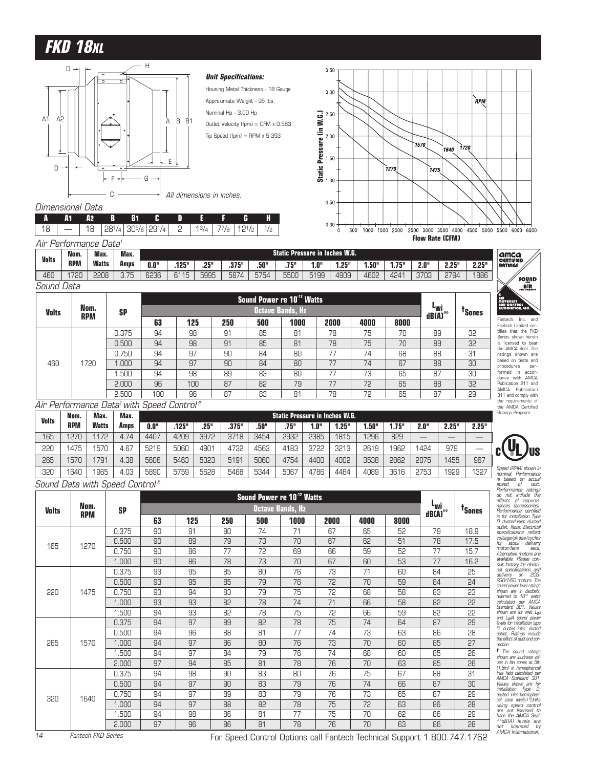# FKD 18XL

**Unit Specifications:**

Housing Metal Thickness - 18 Gauge

Approximate Weight - 95 lbs.

Nominal Hp - 3.00 Hp

Outlet Velocity (fpm) = CFM x 0.583

Tip Speed (fpm) = RPM x 5.393

All dimensions in inches.

*Dimensional Data*

| A | A1 | A2 | B | B1 | C | D | E | F | G | H |
|---|---|---|---|---|---|---|---|---|---|---|
| 18 | — | 18 | 28 1/4 | 30 5/8 | 29 1/4 | 2 | 1 3/4 | 7 7/8 | 12 1/2 | 1/2 |

*Air Performance Data[1]*

| Volts | Nom. RPM | Max. Watts | Max. Amps | Static Pressure in Inches W.G. 0.0" | .125" | .25" | .375" | .50" | .75" | 1.0" | 1.25" | 1.50" | 1.75" | 2.0" | 2.25" | 2.25" |
|---|---|---|---|---|---|---|---|---|---|---|---|---|---|---|---|---|
| 460 | 1720 | 2208 | 3.75 | 6236 | 6115 | 5995 | 5874 | 5754 | 5500 | 5199 | 4909 | 4602 | 4241 | 3703 | 2794 | 1886 |

*Sound Data*

| Volts | Nom. RPM | SP | Sound Power re $10^{-12}$ Watts, Octave Bands, Hz: 63 | 125 | 250 | 500 | 1000 | 2000 | 4000 | 8000 | $L_{wi}$ dB(A)** | †Sones |
|---|---|---|---|---|---|---|---|---|---|---|---|---|
| 460 | 1720 | 0.375 | 94 | 98 | 91 | 85 | 81 | 78 | 75 | 70 | 89 | 32 |
| | | 0.500 | 94 | 98 | 91 | 85 | 81 | 78 | 75 | 70 | 89 | 32 |
| | | 0.750 | 94 | 97 | 90 | 84 | 80 | 77 | 74 | 68 | 88 | 31 |
| | | 1.000 | 94 | 97 | 90 | 84 | 80 | 77 | 74 | 67 | 88 | 30 |
| | | 1.500 | 94 | 98 | 89 | 83 | 80 | 77 | 73 | 65 | 87 | 30 |
| | | 2.000 | 96 | 100 | 87 | 82 | 79 | 77 | 72 | 65 | 88 | 32 |
| | | 2.500 | 100 | 96 | 87 | 83 | 81 | 78 | 72 | 65 | 87 | 29 |

*Air Performance Data[1] with Speed Control**

| Volts | Nom. RPM | Max. Watts | Max. Amps | Static Pressure in Inches W.G. 0.0" | .125" | .25" | .375" | .50" | .75" | 1.0" | 1.25" | 1.50" | 1.75" | 2.0" | 2.25" | 2.25" |
|---|---|---|---|---|---|---|---|---|---|---|---|---|---|---|---|---|
| 165 | 1270 | 1172 | 4.74 | 4407 | 4209 | 3972 | 3718 | 3454 | 2932 | 2385 | 1815 | 1296 | 829 | — | — | — |
| 220 | 1475 | 1570 | 4.67 | 5219 | 5060 | 4901 | 4732 | 4563 | 4183 | 3722 | 3213 | 2619 | 1962 | 1424 | 979 | — |
| 265 | 1570 | 1791 | 4.38 | 5606 | 5463 | 5323 | 5191 | 5060 | 4754 | 4400 | 4002 | 3538 | 2862 | 2075 | 1455 | 967 |
| 320 | 1640 | 1965 | 4.03 | 5890 | 5759 | 5628 | 5488 | 5344 | 5067 | 4786 | 4464 | 4089 | 3616 | 2753 | 1929 | 1327 |

*Sound Data with Speed Control**

| Volts | Nom. RPM | SP | Sound Power re $10^{-12}$ Watts, Octave Bands, Hz: 63 | 125 | 250 | 500 | 1000 | 2000 | 4000 | 8000 | $L_{wi}$ dB(A)** | †Sones |
|---|---|---|---|---|---|---|---|---|---|---|---|---|
| 165 | 1270 | 0.375 | 90 | 91 | 80 | 74 | 71 | 67 | 65 | 52 | 79 | 18.9 |
| | | 0.500 | 90 | 89 | 79 | 73 | 70 | 67 | 62 | 51 | 78 | 17.5 |
| | | 0.750 | 90 | 86 | 77 | 72 | 69 | 66 | 59 | 52 | 77 | 15.7 |
| | | 1.000 | 90 | 86 | 78 | 73 | 70 | 67 | 60 | 53 | 77 | 16.2 |
| 220 | 1475 | 0.375 | 93 | 95 | 85 | 80 | 76 | 73 | 71 | 60 | 84 | 25 |
| | | 0.500 | 93 | 95 | 85 | 79 | 76 | 72 | 70 | 59 | 84 | 24 |
| | | 0.750 | 93 | 94 | 83 | 79 | 75 | 72 | 68 | 58 | 83 | 23 |
| | | 1.000 | 93 | 93 | 82 | 78 | 74 | 71 | 66 | 58 | 82 | 22 |
| | | 1.500 | 94 | 93 | 82 | 78 | 75 | 72 | 66 | 59 | 82 | 22 |
| 265 | 1570 | 0.375 | 94 | 97 | 89 | 82 | 78 | 75 | 74 | 64 | 87 | 29 |
| | | 0.500 | 94 | 96 | 88 | 81 | 77 | 74 | 73 | 63 | 86 | 28 |
| | | 1.000 | 94 | 97 | 86 | 80 | 76 | 73 | 70 | 60 | 85 | 27 |
| | | 1.500 | 94 | 97 | 84 | 79 | 76 | 74 | 68 | 60 | 85 | 26 |
| | | 2.000 | 97 | 94 | 85 | 81 | 78 | 76 | 70 | 63 | 85 | 26 |
| 320 | 1640 | 0.375 | 94 | 98 | 90 | 83 | 80 | 76 | 75 | 67 | 88 | 31 |
| | | 0.500 | 94 | 97 | 90 | 83 | 79 | 76 | 74 | 66 | 87 | 30 |
| | | 0.750 | 94 | 97 | 89 | 83 | 79 | 76 | 73 | 65 | 87 | 29 |
| | | 1.000 | 94 | 97 | 88 | 82 | 78 | 75 | 72 | 63 | 86 | 28 |
| | | 1.500 | 94 | 98 | 86 | 81 | 77 | 75 | 70 | 62 | 86 | 29 |
| | | 2.000 | 97 | 96 | 86 | 81 | 78 | 76 | 70 | 63 | 86 | 28 |

Fantech, Inc. and Fantech Limited certifies that the FKD Series shown herein is licensed to bear the AMCA Seal. The ratings shown are based on tests and procedures performed in accordance with AMCA Publication 211 and AMCA Publication 311 and comply with the requirements of the AMCA Certified Ratings Program.

*Speed (RPM) shown in nominal. Performance is based on actual speed of test. Performance ratings do not include the effects of appurtenances (accessories). Performance certified is for installation Type D: ducted inlet, ducted outlet. Note: Electrical specifications reflect voltage/phase/cycles for stock delivery motor/fans sets. Alternative motors are available. Please consult factory for electrical specifications and delivery on 208-230/1/60 motors. The sound power level ratings shown are in decibels, referred to $10^{-12}$ watts calculated per AMCA Standard 301. Values shown are for inlet $L_{wi}$ and $L_{wi}A$ sound power levels for installation type D: ducted inlet, ducted outlet. Ratings include the effect of duct end correction.*

*† The sound ratings shown are loudness values in fan sones at 5ft. (1.5m) in hemispherical free field calculated per AMCA Standard 301. Values shown are for installation Type D: ducted inlet hemispherical sone levels.*Units using speed control are not licensed to bare the AMCA Seal. **dB(A) levels are not licensed by AMCA International.*

For Speed Control Options call Fantech Technical Support 1.800.747.1762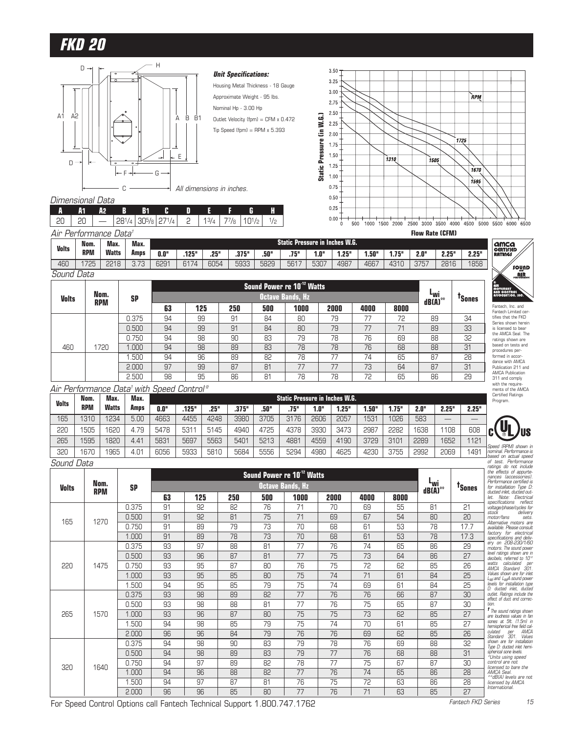# FKD 20

All dimensions in inches.

### Unit Specifications:

Housing Metal Thickness - 18 Gauge

Approximate Weight - 95 lbs.

Nominal Hp - 3.00 Hp

Outlet Velocity (fpm) = CFM x 0.472

Tip Speed (fpm) = RPM x 5.393

### Dimensional Data

| A | A1 | A2 | B | B1 | C | D | E | F | G | H |
|---|---|---|---|---|---|---|---|---|---|---|
| 20 | 20 | — | 28 1/4 | 30 5/8 | 27 1/4 | 2 | 1 3/4 | 7 7/8 | 10 1/2 | 1/2 |

### Air Performance Data[1]

| Volts | Nom. RPM | Max. Watts | Max. Amps | 0.0" | .125" | .25" | .375" | .50" | .75" | 1.0" | 1.25" | 1.50" | 1.75" | 2.0" | 2.25" | 2.25" |
|---|---|---|---|---|---|---|---|---|---|---|---|---|---|---|---|---|
| | | | | Static Pressure in Inches W.G. | | | | | | | | | | | | |
| 460 | 1725 | 2218 | 3.73 | 6291 | 6174 | 6054 | 5933 | 5829 | 5617 | 5307 | 4987 | 4667 | 4310 | 3757 | 2816 | 1858 |

### Sound Data

| Volts | Nom. RPM | SP | 63 | 125 | 250 | 500 | 1000 | 2000 | 4000 | 8000 | $L_{wi}$ dB(A)** | †Sones |
|---|---|---|---|---|---|---|---|---|---|---|---|---|
| | | | Sound Power re $10^{-12}$ Watts — Octave Bands, Hz | | | | | | | | | |
| 460 | 1720 | 0.375 | 94 | 99 | 91 | 84 | 80 | 79 | 77 | 72 | 89 | 34 |
| | | 0.500 | 94 | 99 | 91 | 84 | 80 | 79 | 77 | 71 | 89 | 33 |
| | | 0.750 | 94 | 98 | 90 | 83 | 79 | 78 | 76 | 69 | 88 | 32 |
| | | 1.000 | 94 | 98 | 89 | 83 | 78 | 78 | 76 | 68 | 88 | 31 |
| | | 1.500 | 94 | 96 | 89 | 82 | 78 | 77 | 74 | 65 | 87 | 28 |
| | | 2.000 | 97 | 99 | 87 | 81 | 77 | 77 | 73 | 64 | 87 | 31 |
| | | 2.500 | 98 | 95 | 86 | 81 | 78 | 78 | 72 | 65 | 86 | 29 |

### Air Performance Data[1] with Speed Control*

| Volts | Nom. RPM | Max. Watts | Max. Amps | 0.0" | .125" | .25" | .375" | .50" | .75" | 1.0" | 1.25" | 1.50" | 1.75" | 2.0" | 2.25" | 2.25" |
|---|---|---|---|---|---|---|---|---|---|---|---|---|---|---|---|---|
| | | | | Static Pressure in Inches W.G. | | | | | | | | | | | | |
| 165 | 1310 | 1234 | 5.00 | 4663 | 4455 | 4248 | 3980 | 3705 | 3176 | 2606 | 2057 | 1531 | 1026 | 583 | — | — |
| 220 | 1505 | 1620 | 4.79 | 5478 | 5311 | 5145 | 4940 | 4725 | 4378 | 3930 | 3473 | 2987 | 2282 | 1638 | 1108 | 608 |
| 265 | 1595 | 1820 | 4.41 | 5831 | 5697 | 5563 | 5401 | 5213 | 4881 | 4559 | 4190 | 3729 | 3101 | 2289 | 1652 | 1121 |
| 320 | 1670 | 1965 | 4.01 | 6056 | 5933 | 5810 | 5684 | 5556 | 5294 | 4980 | 4625 | 4230 | 3755 | 2992 | 2069 | 1491 |

### Sound Data

| Volts | Nom. RPM | SP | 63 | 125 | 250 | 500 | 1000 | 2000 | 4000 | 8000 | $L_{wi}$ dB(A)** | †Sones |
|---|---|---|---|---|---|---|---|---|---|---|---|---|
| | | | Sound Power re $10^{-12}$ Watts — Octave Bands, Hz | | | | | | | | | |
| 165 | 1270 | 0.375 | 91 | 92 | 82 | 76 | 71 | 70 | 69 | 55 | 81 | 21 |
| | | 0.500 | 91 | 92 | 81 | 75 | 71 | 69 | 67 | 54 | 80 | 20 |
| | | 0.750 | 91 | 89 | 79 | 73 | 70 | 68 | 61 | 53 | 78 | 17.7 |
| | | 1.000 | 91 | 89 | 78 | 73 | 70 | 68 | 61 | 53 | 78 | 17.3 |
| 220 | 1475 | 0.375 | 93 | 97 | 88 | 81 | 77 | 76 | 74 | 65 | 86 | 29 |
| | | 0.500 | 93 | 96 | 87 | 81 | 77 | 75 | 73 | 64 | 86 | 27 |
| | | 0.750 | 93 | 95 | 87 | 80 | 76 | 75 | 72 | 62 | 85 | 26 |
| | | 1.000 | 93 | 95 | 85 | 80 | 75 | 74 | 71 | 61 | 84 | 25 |
| | | 1.500 | 94 | 95 | 85 | 79 | 75 | 74 | 69 | 61 | 84 | 25 |
| 265 | 1570 | 0.375 | 93 | 98 | 89 | 82 | 77 | 76 | 76 | 66 | 87 | 30 |
| | | 0.500 | 93 | 98 | 88 | 81 | 77 | 76 | 75 | 65 | 87 | 30 |
| | | 1.000 | 93 | 96 | 87 | 80 | 75 | 75 | 73 | 62 | 85 | 27 |
| | | 1.500 | 94 | 98 | 85 | 79 | 75 | 74 | 70 | 61 | 85 | 27 |
| | | 2.000 | 96 | 96 | 84 | 79 | 76 | 76 | 69 | 62 | 85 | 26 |
| 320 | 1640 | 0.375 | 94 | 98 | 90 | 83 | 79 | 78 | 76 | 69 | 88 | 32 |
| | | 0.500 | 94 | 98 | 89 | 83 | 79 | 77 | 76 | 68 | 88 | 31 |
| | | 0.750 | 94 | 97 | 89 | 82 | 78 | 77 | 75 | 67 | 87 | 30 |
| | | 1.000 | 94 | 96 | 88 | 82 | 77 | 76 | 74 | 65 | 86 | 28 |
| | | 1.500 | 94 | 97 | 87 | 81 | 76 | 75 | 72 | 63 | 86 | 28 |
| | | 2.000 | 96 | 96 | 85 | 80 | 77 | 76 | 71 | 63 | 85 | 27 |

For Speed Control Options call Fantech Technical Support 1.800.747.1762

AMCA Certified Ratings — Sound and Air Performance

Fantech, Inc. and Fantech Limited certifies that the FKD Series shown herein is licensed to bear the AMCA Seal. The ratings shown are based on tests and procedures performed in accordance with AMCA Publication 211 and AMCA Publication 311 and comply with the requirements of the AMCA Certified Ratings Program.

Speed (RPM) shown in nominal. Performance is based on actual speed of test. Performance ratings do not include the effects of appurtenances (accessories). Performance certified is for installation Type D: ducted inlet, ducted outlet. Note: Electrical specifications reflect voltage/phase/cycles for stock delivery motor/fans sets. Alternative motors are available. Please consult factory for electrical specifications and delivery on 208-230/1/60 motors. The sound power level ratings shown are in decibels, referred to $10^{-12}$ watts calculated per AMCA Standard 301. Values shown are for inlet $L_{wi}$ and $L_{wi}A$ sound power levels for installation type D: ducted inlet, ducted outlet. Ratings include the effect of duct end correction.

† The sound ratings shown are loudness values in fan sones at 5ft. (1.5m) in hemispherical free field calculated per AMCA Standard 301. Values shown are for installation Type D: ducted inlet hemispherical sone levels.

*Units using speed control are not licensed to bare the AMCA Seal.

**dB(A) levels are not licensed by AMCA International.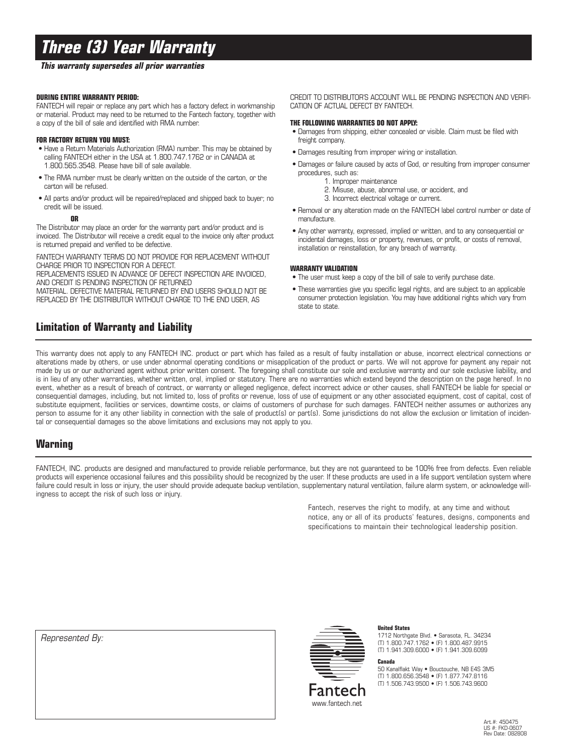# Three (3) Year Warranty

***This warranty supersedes all prior warranties***

**DURING ENTIRE WARRANTY PERIOD:**

FANTECH will repair or replace any part which has a factory defect in workmanship or material. Product may need to be returned to the Fantech factory, together with a copy of the bill of sale and identified with RMA number.

**FOR FACTORY RETURN YOU MUST:**

- Have a Return Materials Authorization (RMA) number. This may be obtained by calling FANTECH either in the USA at 1.800.747.1762 or in CANADA at 1.800.565.3548. Please have bill of sale available.
- The RMA number must be clearly written on the outside of the carton, or the carton will be refused.
- All parts and/or product will be repaired/replaced and shipped back to buyer; no credit will be issued.

**OR**

The Distributor may place an order for the warranty part and/or product and is invoiced. The Distributor will receive a credit equal to the invoice only after product is returned prepaid and verified to be defective.

FANTECH WARRANTY TERMS DO NOT PROVIDE FOR REPLACEMENT WITHOUT CHARGE PRIOR TO INSPECTION FOR A DEFECT.
REPLACEMENTS ISSUED IN ADVANCE OF DEFECT INSPECTION ARE INVOICED, AND CREDIT IS PENDING INSPECTION OF RETURNED MATERIAL. DEFECTIVE MATERIAL RETURNED BY END USERS SHOULD NOT BE REPLACED BY THE DISTRIBUTOR WITHOUT CHARGE TO THE END USER, AS CREDIT TO DISTRIBUTOR'S ACCOUNT WILL BE PENDING INSPECTION AND VERIFICATION OF ACTUAL DEFECT BY FANTECH.

**THE FOLLOWING WARRANTIES DO NOT APPLY:**

- Damages from shipping, either concealed or visible. Claim must be filed with freight company.
- Damages resulting from improper wiring or installation.
- Damages or failure caused by acts of God, or resulting from improper consumer procedures, such as:
  1. Improper maintenance
  2. Misuse, abuse, abnormal use, or accident, and
  3. Incorrect electrical voltage or current.
- Removal or any alteration made on the FANTECH label control number or date of manufacture.
- Any other warranty, expressed, implied or written, and to any consequential or incidental damages, loss or property, revenues, or profit, or costs of removal, installation or reinstallation, for any breach of warranty.

**WARRANTY VALIDATION**

- The user must keep a copy of the bill of sale to verify purchase date.
- These warranties give you specific legal rights, and are subject to an applicable consumer protection legislation. You may have additional rights which vary from state to state.

## Limitation of Warranty and Liability

This warranty does not apply to any FANTECH INC. product or part which has failed as a result of faulty installation or abuse, incorrect electrical connections or alterations made by others, or use under abnormal operating conditions or misapplication of the product or parts. We will not approve for payment any repair not made by us or our authorized agent without prior written consent. The foregoing shall constitute our sole and exclusive warranty and our sole exclusive liability, and is in lieu of any other warranties, whether written, oral, implied or statutory. There are no warranties which extend beyond the description on the page hereof. In no event, whether as a result of breach of contract, or warranty or alleged negligence, defect incorrect advice or other causes, shall FANTECH be liable for special or consequential damages, including, but not limited to, loss of profits or revenue, loss of use of equipment or any other associated equipment, cost of capital, cost of substitute equipment, facilities or services, downtime costs, or claims of customers of purchase for such damages. FANTECH neither assumes or authorizes any person to assume for it any other liability in connection with the sale of product(s) or part(s). Some jurisdictions do not allow the exclusion or limitation of incidental or consequential damages so the above limitations and exclusions may not apply to you.

## Warning

FANTECH, INC. products are designed and manufactured to provide reliable performance, but they are not guaranteed to be 100% free from defects. Even reliable products will experience occasional failures and this possibility should be recognized by the user. If these products are used in a life support ventilation system where failure could result in loss or injury, the user should provide adequate backup ventilation, supplementary natural ventilation, failure alarm system, or acknowledge willingness to accept the risk of such loss or injury.

Fantech, reserves the right to modify, at any time and without notice, any or all of its products' features, designs, components and specifications to maintain their technological leadership position.

*Represented By:*

Fantech
www.fantech.net

**United States**
1712 Northgate Blvd. • Sarasota, FL. 34234
(T) 1.800.747.1762 • (F) 1.800.487.9915
(T) 1.941.309.6000 • (F) 1.941.309.6099

**Canada**
50 Kanalflakt Way • Bouctouche, NB E4S 3M5
(T) 1.800.656.3548 • (F) 1.877.747.8116
(T) 1.506.743.9500 • (F) 1.506.743.9600

Art.#: 450475
US #: FKD-0607
Rev Date: 082808